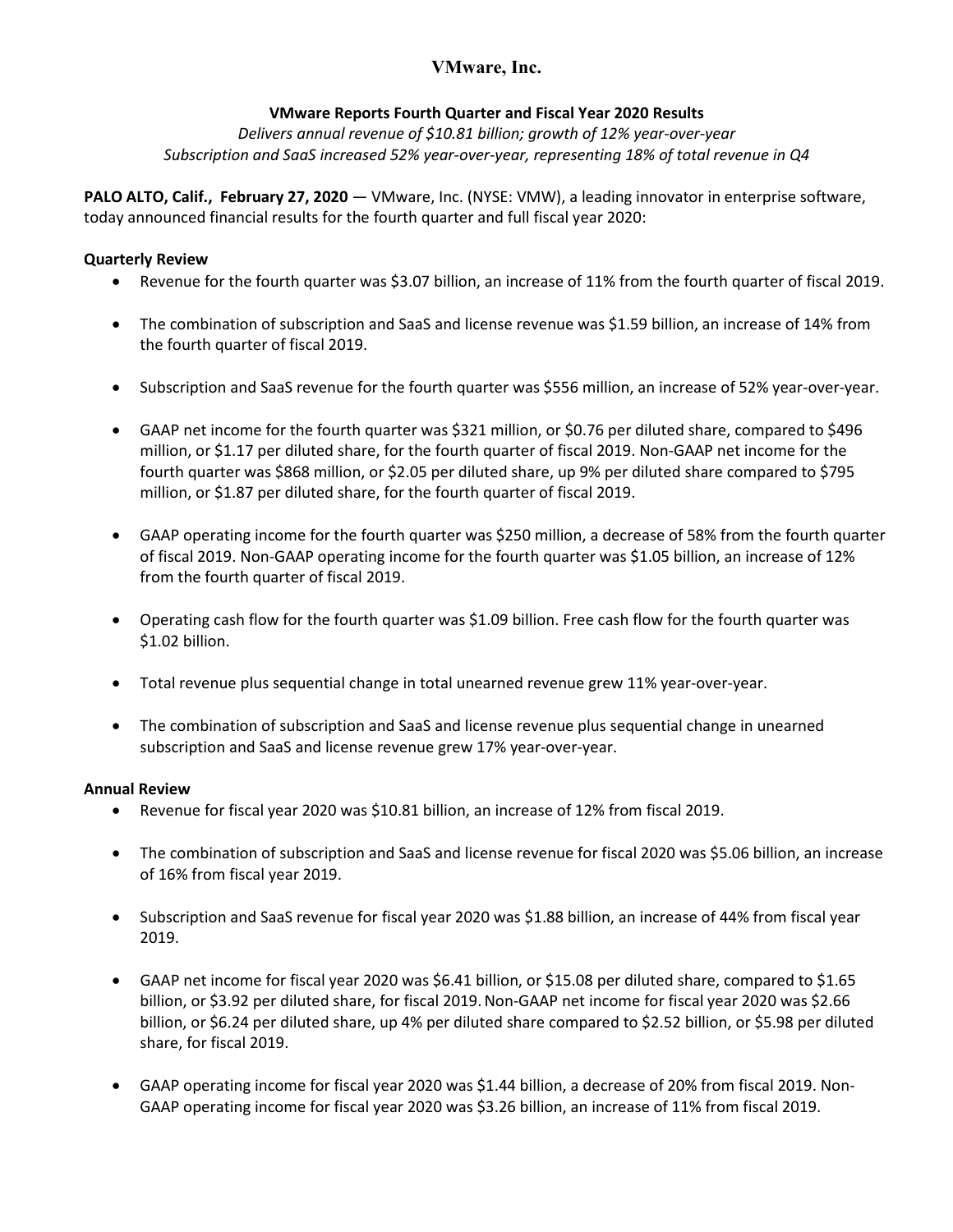# VMware, Inc.

## VMware Reports Fourth Quarter and Fiscal Year 2020 Results

*Delivers annual revenue of $10.81 billion; growth of 12% year-over-year*
*Subscription and SaaS increased 52% year-over-year, representing 18% of total revenue in Q4*

**PALO ALTO, Calif., February 27, 2020** — VMware, Inc. (NYSE: VMW), a leading innovator in enterprise software, today announced financial results for the fourth quarter and full fiscal year 2020:

### Quarterly Review

- Revenue for the fourth quarter was $3.07 billion, an increase of 11% from the fourth quarter of fiscal 2019.
- The combination of subscription and SaaS and license revenue was $1.59 billion, an increase of 14% from the fourth quarter of fiscal 2019.
- Subscription and SaaS revenue for the fourth quarter was $556 million, an increase of 52% year-over-year.
- GAAP net income for the fourth quarter was $321 million, or $0.76 per diluted share, compared to $496 million, or $1.17 per diluted share, for the fourth quarter of fiscal 2019. Non-GAAP net income for the fourth quarter was $868 million, or $2.05 per diluted share, up 9% per diluted share compared to $795 million, or $1.87 per diluted share, for the fourth quarter of fiscal 2019.
- GAAP operating income for the fourth quarter was $250 million, a decrease of 58% from the fourth quarter of fiscal 2019. Non-GAAP operating income for the fourth quarter was $1.05 billion, an increase of 12% from the fourth quarter of fiscal 2019.
- Operating cash flow for the fourth quarter was $1.09 billion. Free cash flow for the fourth quarter was $1.02 billion.
- Total revenue plus sequential change in total unearned revenue grew 11% year-over-year.
- The combination of subscription and SaaS and license revenue plus sequential change in unearned subscription and SaaS and license revenue grew 17% year-over-year.

### Annual Review

- Revenue for fiscal year 2020 was $10.81 billion, an increase of 12% from fiscal 2019.
- The combination of subscription and SaaS and license revenue for fiscal 2020 was $5.06 billion, an increase of 16% from fiscal year 2019.
- Subscription and SaaS revenue for fiscal year 2020 was $1.88 billion, an increase of 44% from fiscal year 2019.
- GAAP net income for fiscal year 2020 was $6.41 billion, or $15.08 per diluted share, compared to $1.65 billion, or $3.92 per diluted share, for fiscal 2019. Non-GAAP net income for fiscal year 2020 was $2.66 billion, or $6.24 per diluted share, up 4% per diluted share compared to $2.52 billion, or $5.98 per diluted share, for fiscal 2019.
- GAAP operating income for fiscal year 2020 was $1.44 billion, a decrease of 20% from fiscal 2019. Non-GAAP operating income for fiscal year 2020 was $3.26 billion, an increase of 11% from fiscal 2019.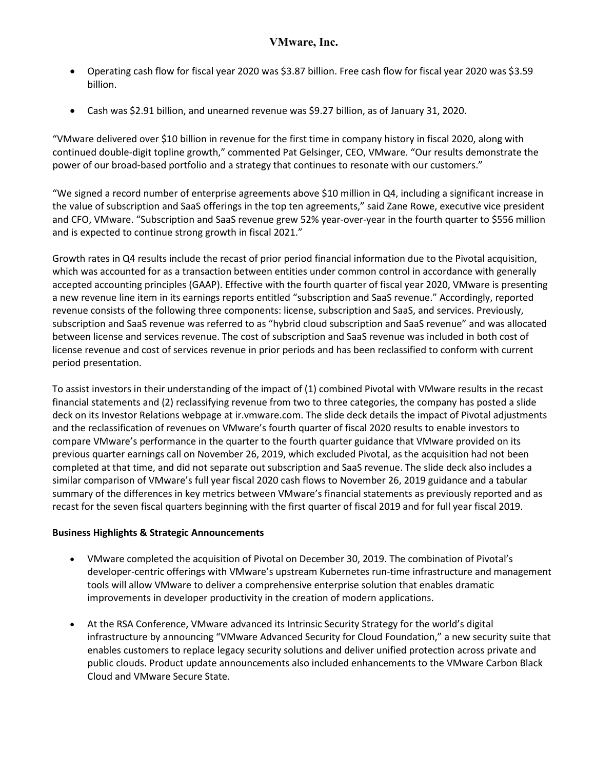- Operating cash flow for fiscal year 2020 was $3.87 billion. Free cash flow for fiscal year 2020 was $3.59 billion.
- Cash was $2.91 billion, and unearned revenue was $9.27 billion, as of January 31, 2020.

"VMware delivered over $10 billion in revenue for the first time in company history in fiscal 2020, along with continued double-digit topline growth," commented Pat Gelsinger, CEO, VMware. "Our results demonstrate the power of our broad-based portfolio and a strategy that continues to resonate with our customers."

"We signed a record number of enterprise agreements above $10 million in Q4, including a significant increase in the value of subscription and SaaS offerings in the top ten agreements," said Zane Rowe, executive vice president and CFO, VMware. "Subscription and SaaS revenue grew 52% year-over-year in the fourth quarter to $556 million and is expected to continue strong growth in fiscal 2021."

Growth rates in Q4 results include the recast of prior period financial information due to the Pivotal acquisition, which was accounted for as a transaction between entities under common control in accordance with generally accepted accounting principles (GAAP). Effective with the fourth quarter of fiscal year 2020, VMware is presenting a new revenue line item in its earnings reports entitled "subscription and SaaS revenue." Accordingly, reported revenue consists of the following three components: license, subscription and SaaS, and services. Previously, subscription and SaaS revenue was referred to as "hybrid cloud subscription and SaaS revenue" and was allocated between license and services revenue. The cost of subscription and SaaS revenue was included in both cost of license revenue and cost of services revenue in prior periods and has been reclassified to conform with current period presentation.

To assist investors in their understanding of the impact of (1) combined Pivotal with VMware results in the recast financial statements and (2) reclassifying revenue from two to three categories, the company has posted a slide deck on its Investor Relations webpage at ir.vmware.com. The slide deck details the impact of Pivotal adjustments and the reclassification of revenues on VMware's fourth quarter of fiscal 2020 results to enable investors to compare VMware's performance in the quarter to the fourth quarter guidance that VMware provided on its previous quarter earnings call on November 26, 2019, which excluded Pivotal, as the acquisition had not been completed at that time, and did not separate out subscription and SaaS revenue. The slide deck also includes a similar comparison of VMware's full year fiscal 2020 cash flows to November 26, 2019 guidance and a tabular summary of the differences in key metrics between VMware's financial statements as previously reported and as recast for the seven fiscal quarters beginning with the first quarter of fiscal 2019 and for full year fiscal 2019.

**Business Highlights & Strategic Announcements**

- VMware completed the acquisition of Pivotal on December 30, 2019. The combination of Pivotal's developer-centric offerings with VMware's upstream Kubernetes run-time infrastructure and management tools will allow VMware to deliver a comprehensive enterprise solution that enables dramatic improvements in developer productivity in the creation of modern applications.
- At the RSA Conference, VMware advanced its Intrinsic Security Strategy for the world's digital infrastructure by announcing "VMware Advanced Security for Cloud Foundation," a new security suite that enables customers to replace legacy security solutions and deliver unified protection across private and public clouds. Product update announcements also included enhancements to the VMware Carbon Black Cloud and VMware Secure State.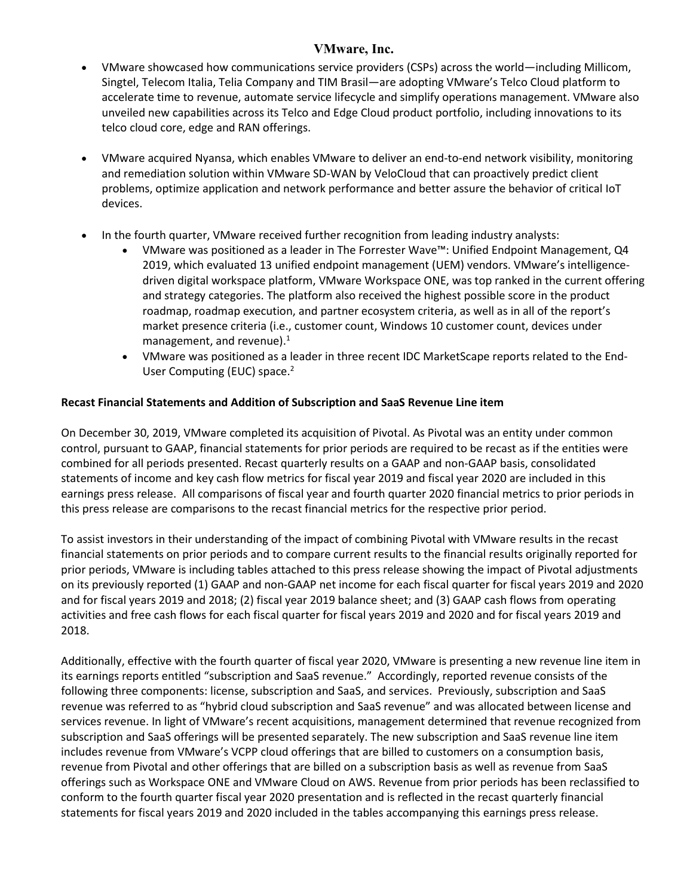- VMware showcased how communications service providers (CSPs) across the world—including Millicom, Singtel, Telecom Italia, Telia Company and TIM Brasil—are adopting VMware's Telco Cloud platform to accelerate time to revenue, automate service lifecycle and simplify operations management. VMware also unveiled new capabilities across its Telco and Edge Cloud product portfolio, including innovations to its telco cloud core, edge and RAN offerings.

- VMware acquired Nyansa, which enables VMware to deliver an end-to-end network visibility, monitoring and remediation solution within VMware SD-WAN by VeloCloud that can proactively predict client problems, optimize application and network performance and better assure the behavior of critical IoT devices.

- In the fourth quarter, VMware received further recognition from leading industry analysts:
  - VMware was positioned as a leader in The Forrester Wave™: Unified Endpoint Management, Q4 2019, which evaluated 13 unified endpoint management (UEM) vendors. VMware's intelligence-driven digital workspace platform, VMware Workspace ONE, was top ranked in the current offering and strategy categories. The platform also received the highest possible score in the product roadmap, roadmap execution, and partner ecosystem criteria, as well as in all of the report's market presence criteria (i.e., customer count, Windows 10 customer count, devices under management, and revenue).[1]
  - VMware was positioned as a leader in three recent IDC MarketScape reports related to the End-User Computing (EUC) space.[2]

**Recast Financial Statements and Addition of Subscription and SaaS Revenue Line item**

On December 30, 2019, VMware completed its acquisition of Pivotal. As Pivotal was an entity under common control, pursuant to GAAP, financial statements for prior periods are required to be recast as if the entities were combined for all periods presented. Recast quarterly results on a GAAP and non-GAAP basis, consolidated statements of income and key cash flow metrics for fiscal year 2019 and fiscal year 2020 are included in this earnings press release. All comparisons of fiscal year and fourth quarter 2020 financial metrics to prior periods in this press release are comparisons to the recast financial metrics for the respective prior period.

To assist investors in their understanding of the impact of combining Pivotal with VMware results in the recast financial statements on prior periods and to compare current results to the financial results originally reported for prior periods, VMware is including tables attached to this press release showing the impact of Pivotal adjustments on its previously reported (1) GAAP and non-GAAP net income for each fiscal quarter for fiscal years 2019 and 2020 and for fiscal years 2019 and 2018; (2) fiscal year 2019 balance sheet; and (3) GAAP cash flows from operating activities and free cash flows for each fiscal quarter for fiscal years 2019 and 2020 and for fiscal years 2019 and 2018.

Additionally, effective with the fourth quarter of fiscal year 2020, VMware is presenting a new revenue line item in its earnings reports entitled "subscription and SaaS revenue." Accordingly, reported revenue consists of the following three components: license, subscription and SaaS, and services. Previously, subscription and SaaS revenue was referred to as "hybrid cloud subscription and SaaS revenue" and was allocated between license and services revenue. In light of VMware's recent acquisitions, management determined that revenue recognized from subscription and SaaS offerings will be presented separately. The new subscription and SaaS revenue line item includes revenue from VMware's VCPP cloud offerings that are billed to customers on a consumption basis, revenue from Pivotal and other offerings that are billed on a subscription basis as well as revenue from SaaS offerings such as Workspace ONE and VMware Cloud on AWS. Revenue from prior periods has been reclassified to conform to the fourth quarter fiscal year 2020 presentation and is reflected in the recast quarterly financial statements for fiscal years 2019 and 2020 included in the tables accompanying this earnings press release.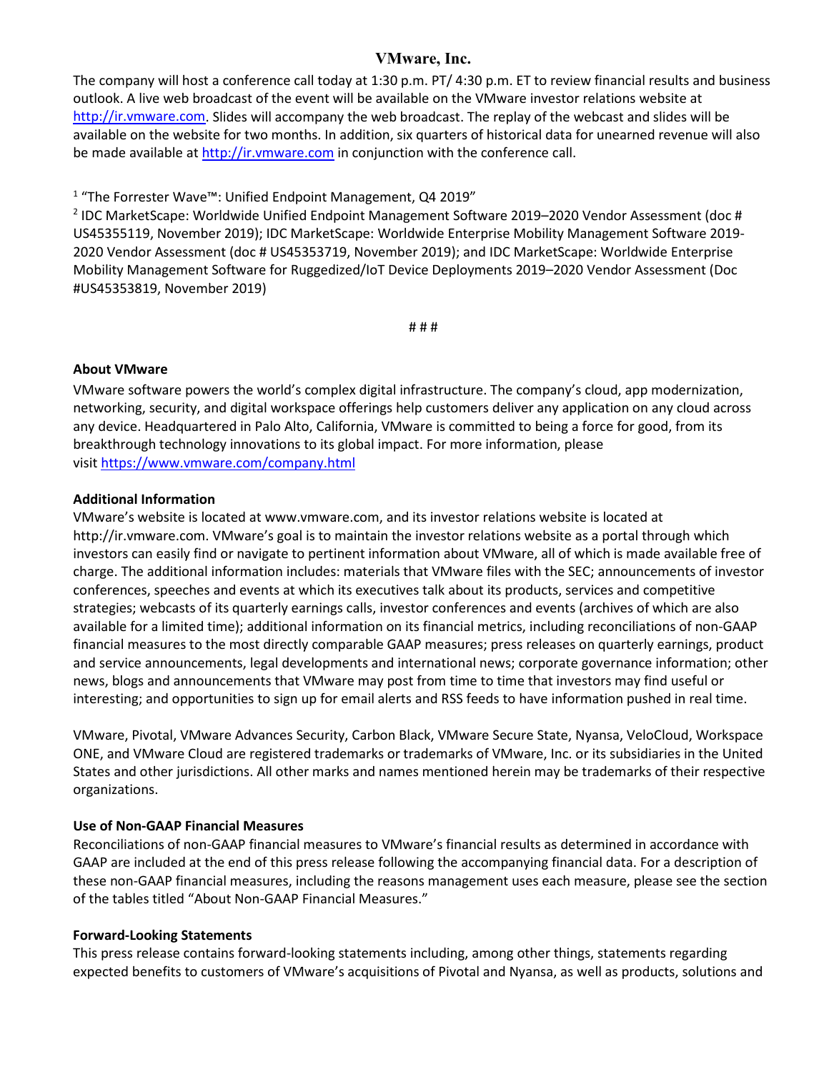The company will host a conference call today at 1:30 p.m. PT/ 4:30 p.m. ET to review financial results and business outlook. A live web broadcast of the event will be available on the VMware investor relations website at http://ir.vmware.com. Slides will accompany the web broadcast. The replay of the webcast and slides will be available on the website for two months. In addition, six quarters of historical data for unearned revenue will also be made available at http://ir.vmware.com in conjunction with the conference call.

[1] "The Forrester Wave™: Unified Endpoint Management, Q4 2019"

[2] IDC MarketScape: Worldwide Unified Endpoint Management Software 2019–2020 Vendor Assessment (doc # US45355119, November 2019); IDC MarketScape: Worldwide Enterprise Mobility Management Software 2019-2020 Vendor Assessment (doc # US45353719, November 2019); and IDC MarketScape: Worldwide Enterprise Mobility Management Software for Ruggedized/IoT Device Deployments 2019–2020 Vendor Assessment (Doc #US45353819, November 2019)

# # #

**About VMware**

VMware software powers the world's complex digital infrastructure. The company's cloud, app modernization, networking, security, and digital workspace offerings help customers deliver any application on any cloud across any device. Headquartered in Palo Alto, California, VMware is committed to being a force for good, from its breakthrough technology innovations to its global impact. For more information, please visit https://www.vmware.com/company.html

**Additional Information**

VMware's website is located at www.vmware.com, and its investor relations website is located at http://ir.vmware.com. VMware's goal is to maintain the investor relations website as a portal through which investors can easily find or navigate to pertinent information about VMware, all of which is made available free of charge. The additional information includes: materials that VMware files with the SEC; announcements of investor conferences, speeches and events at which its executives talk about its products, services and competitive strategies; webcasts of its quarterly earnings calls, investor conferences and events (archives of which are also available for a limited time); additional information on its financial metrics, including reconciliations of non-GAAP financial measures to the most directly comparable GAAP measures; press releases on quarterly earnings, product and service announcements, legal developments and international news; corporate governance information; other news, blogs and announcements that VMware may post from time to time that investors may find useful or interesting; and opportunities to sign up for email alerts and RSS feeds to have information pushed in real time.

VMware, Pivotal, VMware Advances Security, Carbon Black, VMware Secure State, Nyansa, VeloCloud, Workspace ONE, and VMware Cloud are registered trademarks or trademarks of VMware, Inc. or its subsidiaries in the United States and other jurisdictions. All other marks and names mentioned herein may be trademarks of their respective organizations.

**Use of Non-GAAP Financial Measures**

Reconciliations of non-GAAP financial measures to VMware's financial results as determined in accordance with GAAP are included at the end of this press release following the accompanying financial data. For a description of these non-GAAP financial measures, including the reasons management uses each measure, please see the section of the tables titled "About Non-GAAP Financial Measures."

**Forward-Looking Statements**

This press release contains forward-looking statements including, among other things, statements regarding expected benefits to customers of VMware's acquisitions of Pivotal and Nyansa, as well as products, solutions and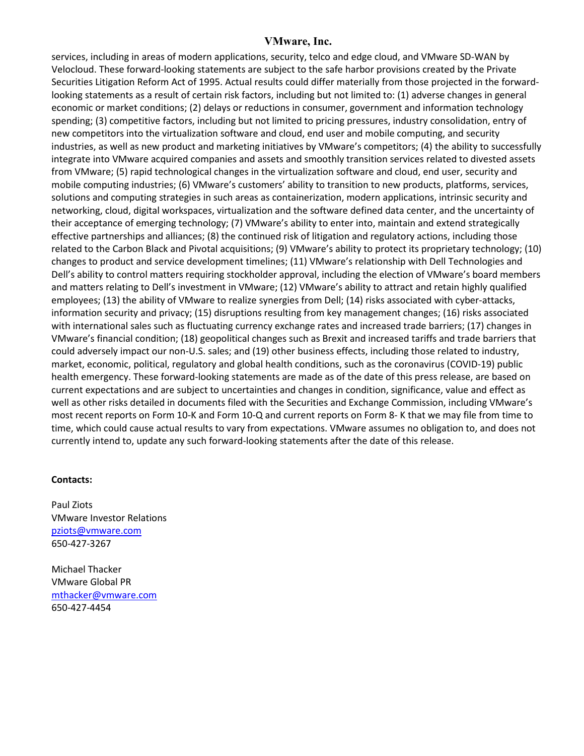services, including in areas of modern applications, security, telco and edge cloud, and VMware SD-WAN by Velocloud. These forward-looking statements are subject to the safe harbor provisions created by the Private Securities Litigation Reform Act of 1995. Actual results could differ materially from those projected in the forward-looking statements as a result of certain risk factors, including but not limited to: (1) adverse changes in general economic or market conditions; (2) delays or reductions in consumer, government and information technology spending; (3) competitive factors, including but not limited to pricing pressures, industry consolidation, entry of new competitors into the virtualization software and cloud, end user and mobile computing, and security industries, as well as new product and marketing initiatives by VMware's competitors; (4) the ability to successfully integrate into VMware acquired companies and assets and smoothly transition services related to divested assets from VMware; (5) rapid technological changes in the virtualization software and cloud, end user, security and mobile computing industries; (6) VMware's customers' ability to transition to new products, platforms, services, solutions and computing strategies in such areas as containerization, modern applications, intrinsic security and networking, cloud, digital workspaces, virtualization and the software defined data center, and the uncertainty of their acceptance of emerging technology; (7) VMware's ability to enter into, maintain and extend strategically effective partnerships and alliances; (8) the continued risk of litigation and regulatory actions, including those related to the Carbon Black and Pivotal acquisitions; (9) VMware's ability to protect its proprietary technology; (10) changes to product and service development timelines; (11) VMware's relationship with Dell Technologies and Dell's ability to control matters requiring stockholder approval, including the election of VMware's board members and matters relating to Dell's investment in VMware; (12) VMware's ability to attract and retain highly qualified employees; (13) the ability of VMware to realize synergies from Dell; (14) risks associated with cyber-attacks, information security and privacy; (15) disruptions resulting from key management changes; (16) risks associated with international sales such as fluctuating currency exchange rates and increased trade barriers; (17) changes in VMware's financial condition; (18) geopolitical changes such as Brexit and increased tariffs and trade barriers that could adversely impact our non-U.S. sales; and (19) other business effects, including those related to industry, market, economic, political, regulatory and global health conditions, such as the coronavirus (COVID-19) public health emergency. These forward-looking statements are made as of the date of this press release, are based on current expectations and are subject to uncertainties and changes in condition, significance, value and effect as well as other risks detailed in documents filed with the Securities and Exchange Commission, including VMware's most recent reports on Form 10-K and Form 10-Q and current reports on Form 8- K that we may file from time to time, which could cause actual results to vary from expectations. VMware assumes no obligation to, and does not currently intend to, update any such forward-looking statements after the date of this release.

**Contacts:**

Paul Ziots
VMware Investor Relations
pziots@vmware.com
650-427-3267

Michael Thacker
VMware Global PR
mthacker@vmware.com
650-427-4454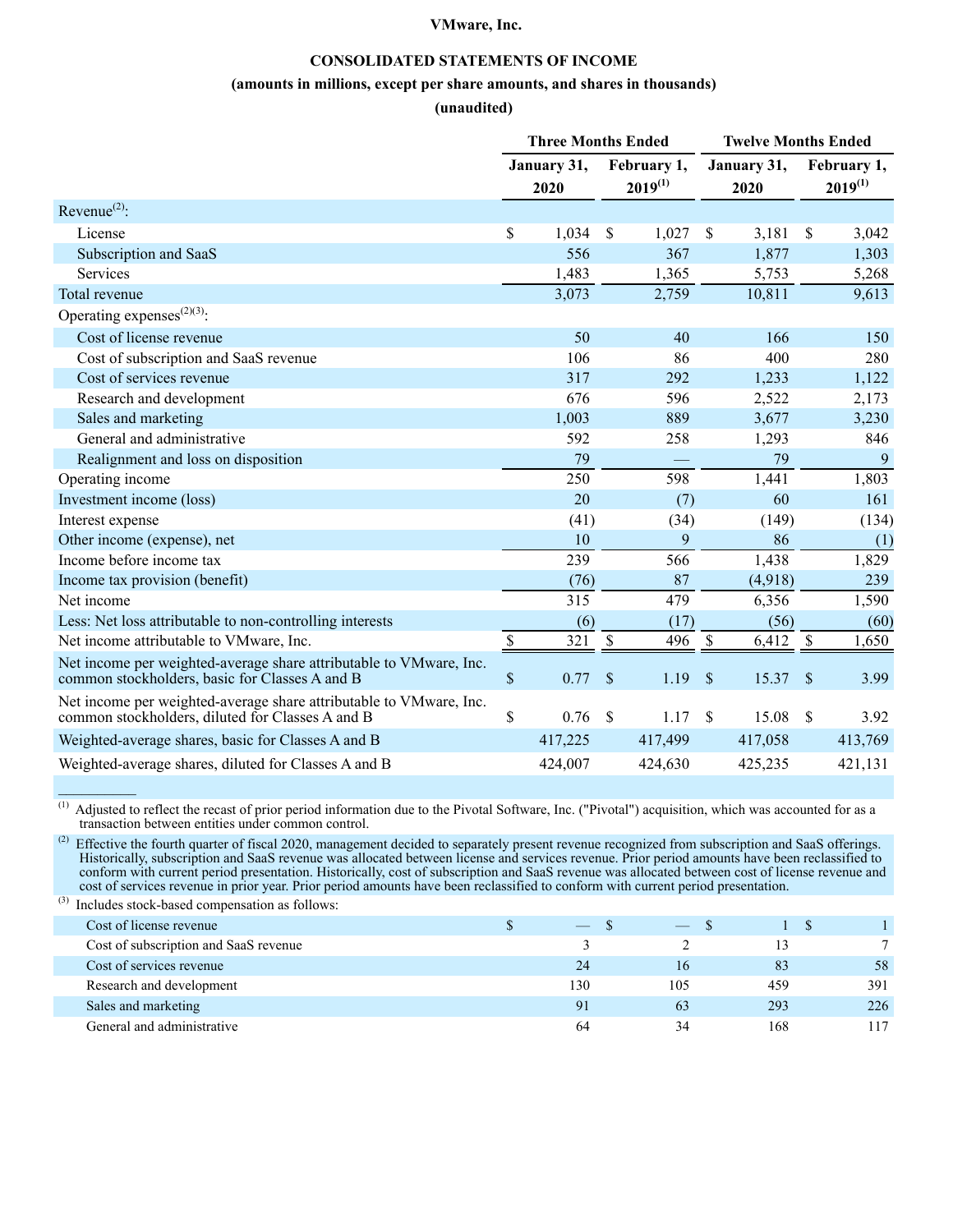**VMware, Inc.**

**CONSOLIDATED STATEMENTS OF INCOME**

**(amounts in millions, except per share amounts, and shares in thousands)**

**(unaudited)**

| | Three Months Ended | | Twelve Months Ended | |
|---|---|---|---|---|
| | January 31, 2020 | February 1, 2019[1] | January 31, 2020 | February 1, 2019[1] |
| Revenue[2]: | | | | |
| License | $ 1,034 | $ 1,027 | $ 3,181 | $ 3,042 |
| Subscription and SaaS | 556 | 367 | 1,877 | 1,303 |
| Services | 1,483 | 1,365 | 5,753 | 5,268 |
| Total revenue | 3,073 | 2,759 | 10,811 | 9,613 |
| Operating expenses[2][3]: | | | | |
| Cost of license revenue | 50 | 40 | 166 | 150 |
| Cost of subscription and SaaS revenue | 106 | 86 | 400 | 280 |
| Cost of services revenue | 317 | 292 | 1,233 | 1,122 |
| Research and development | 676 | 596 | 2,522 | 2,173 |
| Sales and marketing | 1,003 | 889 | 3,677 | 3,230 |
| General and administrative | 592 | 258 | 1,293 | 846 |
| Realignment and loss on disposition | 79 | — | 79 | 9 |
| Operating income | 250 | 598 | 1,441 | 1,803 |
| Investment income (loss) | 20 | (7) | 60 | 161 |
| Interest expense | (41) | (34) | (149) | (134) |
| Other income (expense), net | 10 | 9 | 86 | (1) |
| Income before income tax | 239 | 566 | 1,438 | 1,829 |
| Income tax provision (benefit) | (76) | 87 | (4,918) | 239 |
| Net income | 315 | 479 | 6,356 | 1,590 |
| Less: Net loss attributable to non-controlling interests | (6) | (17) | (56) | (60) |
| Net income attributable to VMware, Inc. | $ 321 | $ 496 | $ 6,412 | $ 1,650 |
| Net income per weighted-average share attributable to VMware, Inc. common stockholders, basic for Classes A and B | $ 0.77 | $ 1.19 | $ 15.37 | $ 3.99 |
| Net income per weighted-average share attributable to VMware, Inc. common stockholders, diluted for Classes A and B | $ 0.76 | $ 1.17 | $ 15.08 | $ 3.92 |
| Weighted-average shares, basic for Classes A and B | 417,225 | 417,499 | 417,058 | 413,769 |
| Weighted-average shares, diluted for Classes A and B | 424,007 | 424,630 | 425,235 | 421,131 |

[1] Adjusted to reflect the recast of prior period information due to the Pivotal Software, Inc. ("Pivotal") acquisition, which was accounted for as a transaction between entities under common control.

[2] Effective the fourth quarter of fiscal 2020, management decided to separately present revenue recognized from subscription and SaaS offerings. Historically, subscription and SaaS revenue was allocated between license and services revenue. Prior period amounts have been reclassified to conform with current period presentation. Historically, cost of subscription and SaaS revenue was allocated between cost of license revenue and cost of services revenue in prior year. Prior period amounts have been reclassified to conform with current period presentation.

[3] Includes stock-based compensation as follows:

| | | | | |
|---|---|---|---|---|
| Cost of license revenue | $ — | $ — | $ 1 | $ 1 |
| Cost of subscription and SaaS revenue | 3 | 2 | 13 | 7 |
| Cost of services revenue | 24 | 16 | 83 | 58 |
| Research and development | 130 | 105 | 459 | 391 |
| Sales and marketing | 91 | 63 | 293 | 226 |
| General and administrative | 64 | 34 | 168 | 117 |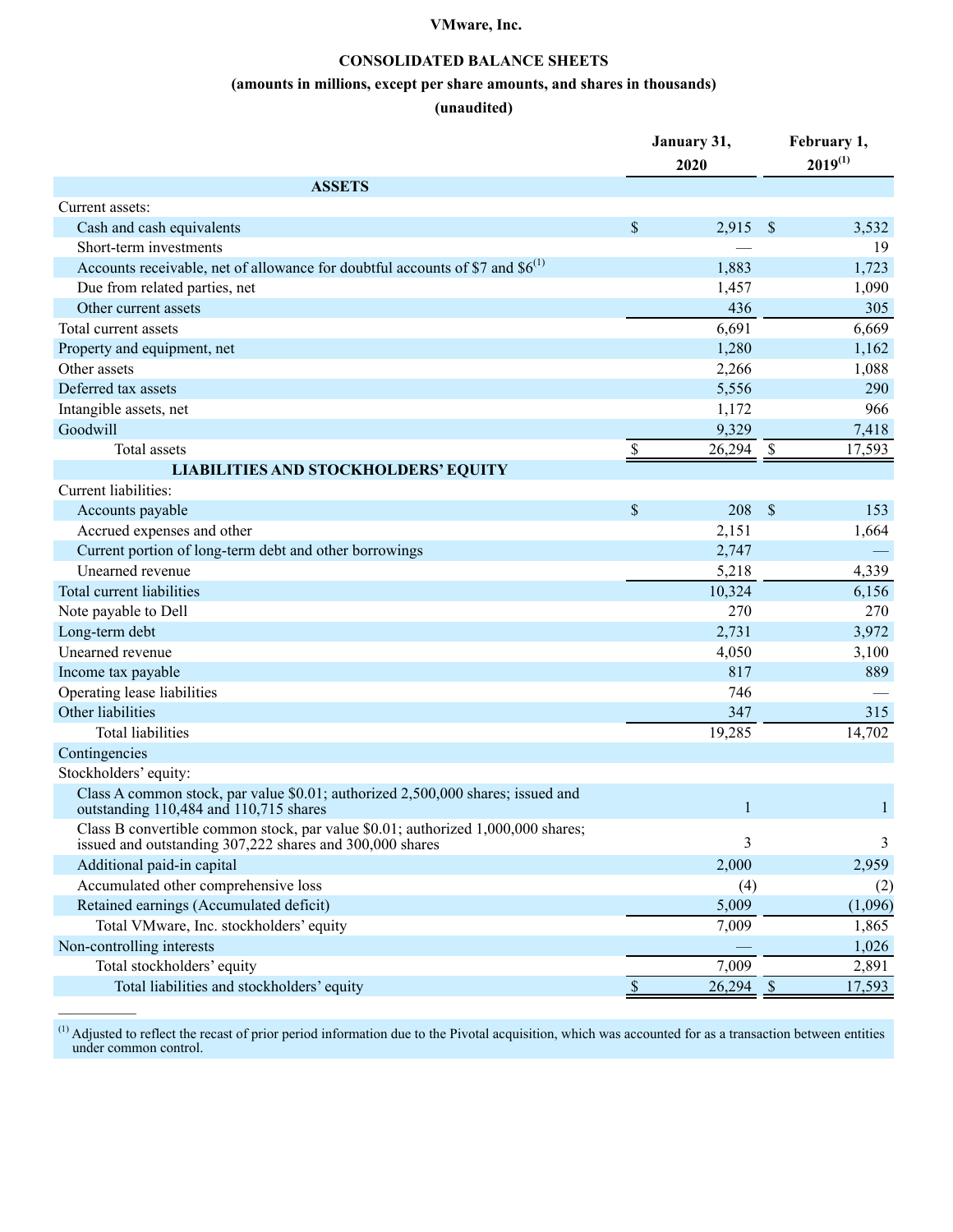**VMware, Inc.**

**CONSOLIDATED BALANCE SHEETS**

**(amounts in millions, except per share amounts, and shares in thousands)**

**(unaudited)**

| | January 31, 2020 | February 1, 2019[1] |
|---|---|---|
| **ASSETS** | | |
| Current assets: | | |
| Cash and cash equivalents | $ 2,915 | $ 3,532 |
| Short-term investments | — | 19 |
| Accounts receivable, net of allowance for doubtful accounts of $7 and $6[1] | 1,883 | 1,723 |
| Due from related parties, net | 1,457 | 1,090 |
| Other current assets | 436 | 305 |
| Total current assets | 6,691 | 6,669 |
| Property and equipment, net | 1,280 | 1,162 |
| Other assets | 2,266 | 1,088 |
| Deferred tax assets | 5,556 | 290 |
| Intangible assets, net | 1,172 | 966 |
| Goodwill | 9,329 | 7,418 |
| Total assets | $ 26,294 | $ 17,593 |
| **LIABILITIES AND STOCKHOLDERS' EQUITY** | | |
| Current liabilities: | | |
| Accounts payable | $ 208 | $ 153 |
| Accrued expenses and other | 2,151 | 1,664 |
| Current portion of long-term debt and other borrowings | 2,747 | — |
| Unearned revenue | 5,218 | 4,339 |
| Total current liabilities | 10,324 | 6,156 |
| Note payable to Dell | 270 | 270 |
| Long-term debt | 2,731 | 3,972 |
| Unearned revenue | 4,050 | 3,100 |
| Income tax payable | 817 | 889 |
| Operating lease liabilities | 746 | — |
| Other liabilities | 347 | 315 |
| Total liabilities | 19,285 | 14,702 |
| Contingencies | | |
| Stockholders' equity: | | |
| Class A common stock, par value $0.01; authorized 2,500,000 shares; issued and outstanding 110,484 and 110,715 shares | 1 | 1 |
| Class B convertible common stock, par value $0.01; authorized 1,000,000 shares; issued and outstanding 307,222 shares and 300,000 shares | 3 | 3 |
| Additional paid-in capital | 2,000 | 2,959 |
| Accumulated other comprehensive loss | (4) | (2) |
| Retained earnings (Accumulated deficit) | 5,009 | (1,096) |
| Total VMware, Inc. stockholders' equity | 7,009 | 1,865 |
| Non-controlling interests | — | 1,026 |
| Total stockholders' equity | 7,009 | 2,891 |
| Total liabilities and stockholders' equity | $ 26,294 | $ 17,593 |

[1] Adjusted to reflect the recast of prior period information due to the Pivotal acquisition, which was accounted for as a transaction between entities under common control.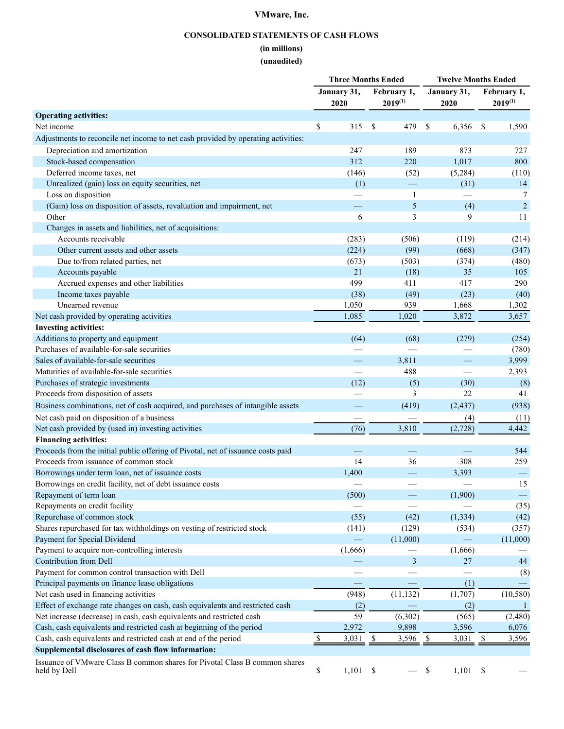# VMware, Inc.

## CONSOLIDATED STATEMENTS OF CASH FLOWS

**(in millions)**

**(unaudited)**

| | Three Months Ended | | Twelve Months Ended | |
|---|---|---|---|---|
| | January 31, 2020 | February 1, 2019[(1)] | January 31, 2020 | February 1, 2019[(1)] |
| **Operating activities:** | | | | |
| Net income | $ 315 | $ 479 | $ 6,356 | $ 1,590 |
| Adjustments to reconcile net income to net cash provided by operating activities: | | | | |
| Depreciation and amortization | 247 | 189 | 873 | 727 |
| Stock-based compensation | 312 | 220 | 1,017 | 800 |
| Deferred income taxes, net | (146) | (52) | (5,284) | (110) |
| Unrealized (gain) loss on equity securities, net | (1) | — | (31) | 14 |
| Loss on disposition | — | 1 | — | 7 |
| (Gain) loss on disposition of assets, revaluation and impairment, net | — | 5 | (4) | 2 |
| Other | 6 | 3 | 9 | 11 |
| Changes in assets and liabilities, net of acquisitions: | | | | |
| Accounts receivable | (283) | (506) | (119) | (214) |
| Other current assets and other assets | (224) | (99) | (668) | (347) |
| Due to/from related parties, net | (673) | (503) | (374) | (480) |
| Accounts payable | 21 | (18) | 35 | 105 |
| Accrued expenses and other liabilities | 499 | 411 | 417 | 290 |
| Income taxes payable | (38) | (49) | (23) | (40) |
| Unearned revenue | 1,050 | 939 | 1,668 | 1,302 |
| Net cash provided by operating activities | 1,085 | 1,020 | 3,872 | 3,657 |
| **Investing activities:** | | | | |
| Additions to property and equipment | (64) | (68) | (279) | (254) |
| Purchases of available-for-sale securities | — | — | — | (780) |
| Sales of available-for-sale securities | — | 3,811 | — | 3,999 |
| Maturities of available-for-sale securities | — | 488 | — | 2,393 |
| Purchases of strategic investments | (12) | (5) | (30) | (8) |
| Proceeds from disposition of assets | — | 3 | 22 | 41 |
| Business combinations, net of cash acquired, and purchases of intangible assets | — | (419) | (2,437) | (938) |
| Net cash paid on disposition of a business | — | — | (4) | (11) |
| Net cash provided by (used in) investing activities | (76) | 3,810 | (2,728) | 4,442 |
| **Financing activities:** | | | | |
| Proceeds from the initial public offering of Pivotal, net of issuance costs paid | — | — | — | 544 |
| Proceeds from issuance of common stock | 14 | 36 | 308 | 259 |
| Borrowings under term loan, net of issuance costs | 1,400 | — | 3,393 | — |
| Borrowings on credit facility, net of debt issuance costs | — | — | — | 15 |
| Repayment of term loan | (500) | — | (1,900) | — |
| Repayments on credit facility | — | — | — | (35) |
| Repurchase of common stock | (55) | (42) | (1,334) | (42) |
| Shares repurchased for tax withholdings on vesting of restricted stock | (141) | (129) | (534) | (357) |
| Payment for Special Dividend | — | (11,000) | — | (11,000) |
| Payment to acquire non-controlling interests | (1,666) | — | (1,666) | — |
| Contribution from Dell | — | 3 | 27 | 44 |
| Payment for common control transaction with Dell | — | — | — | (8) |
| Principal payments on finance lease obligations | — | — | (1) | — |
| Net cash used in financing activities | (948) | (11,132) | (1,707) | (10,580) |
| Effect of exchange rate changes on cash, cash equivalents and restricted cash | (2) | — | (2) | 1 |
| Net increase (decrease) in cash, cash equivalents and restricted cash | 59 | (6,302) | (565) | (2,480) |
| Cash, cash equivalents and restricted cash at beginning of the period | 2,972 | 9,898 | 3,596 | 6,076 |
| Cash, cash equivalents and restricted cash at end of the period | $ 3,031 | $ 3,596 | $ 3,031 | $ 3,596 |
| **Supplemental disclosures of cash flow information:** | | | | |
| Issuance of VMware Class B common shares for Pivotal Class B common shares held by Dell | $ 1,101 | $ — | $ 1,101 | $ — |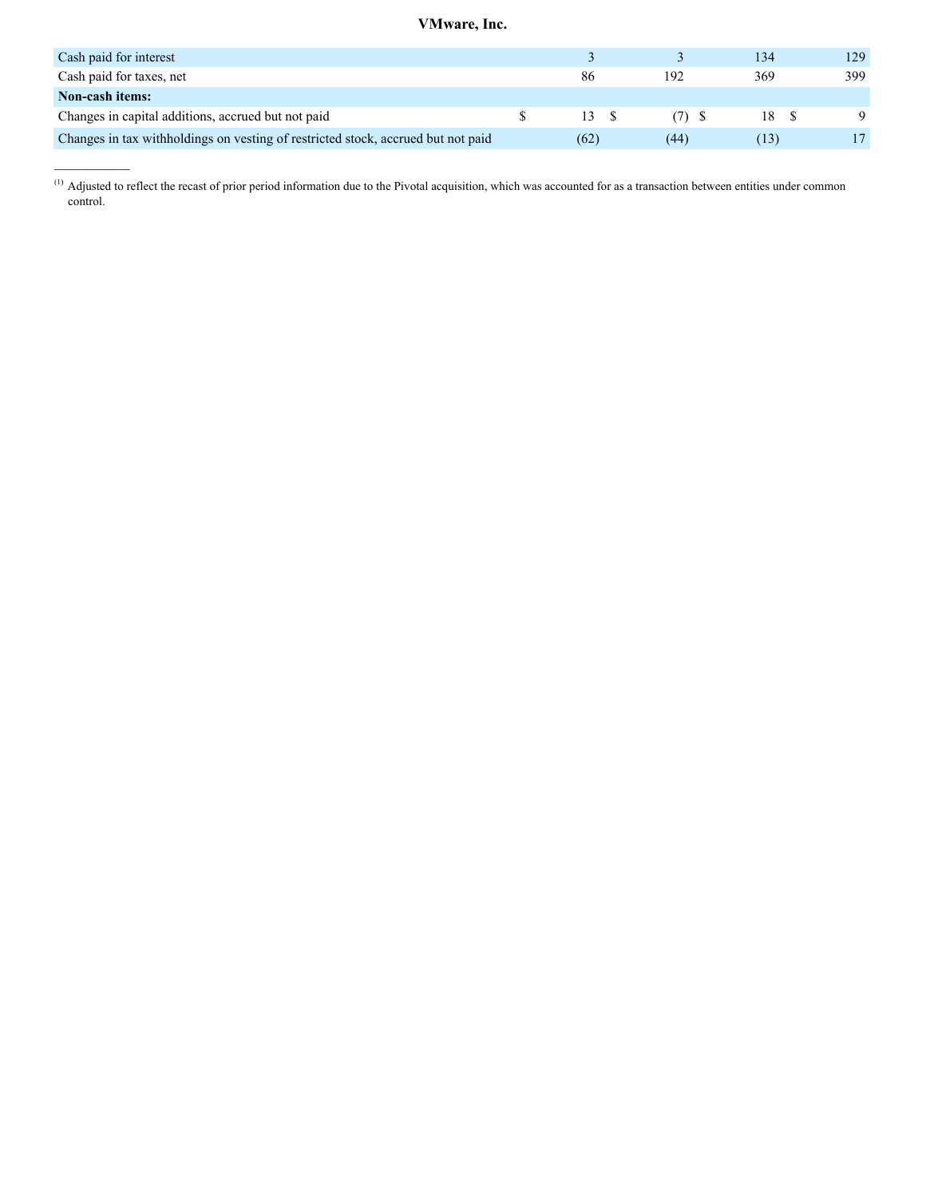**VMware, Inc.**

| | | | | |
|---|---|---|---|---|
| Cash paid for interest | 3 | 3 | 134 | 129 |
| Cash paid for taxes, net | 86 | 192 | 369 | 399 |
| **Non-cash items:** | | | | |
| Changes in capital additions, accrued but not paid | $ 13 | $ (7) | $ 18 | $ 9 |
| Changes in tax withholdings on vesting of restricted stock, accrued but not paid | (62) | (44) | (13) | 17 |

[1] Adjusted to reflect the recast of prior period information due to the Pivotal acquisition, which was accounted for as a transaction between entities under common control.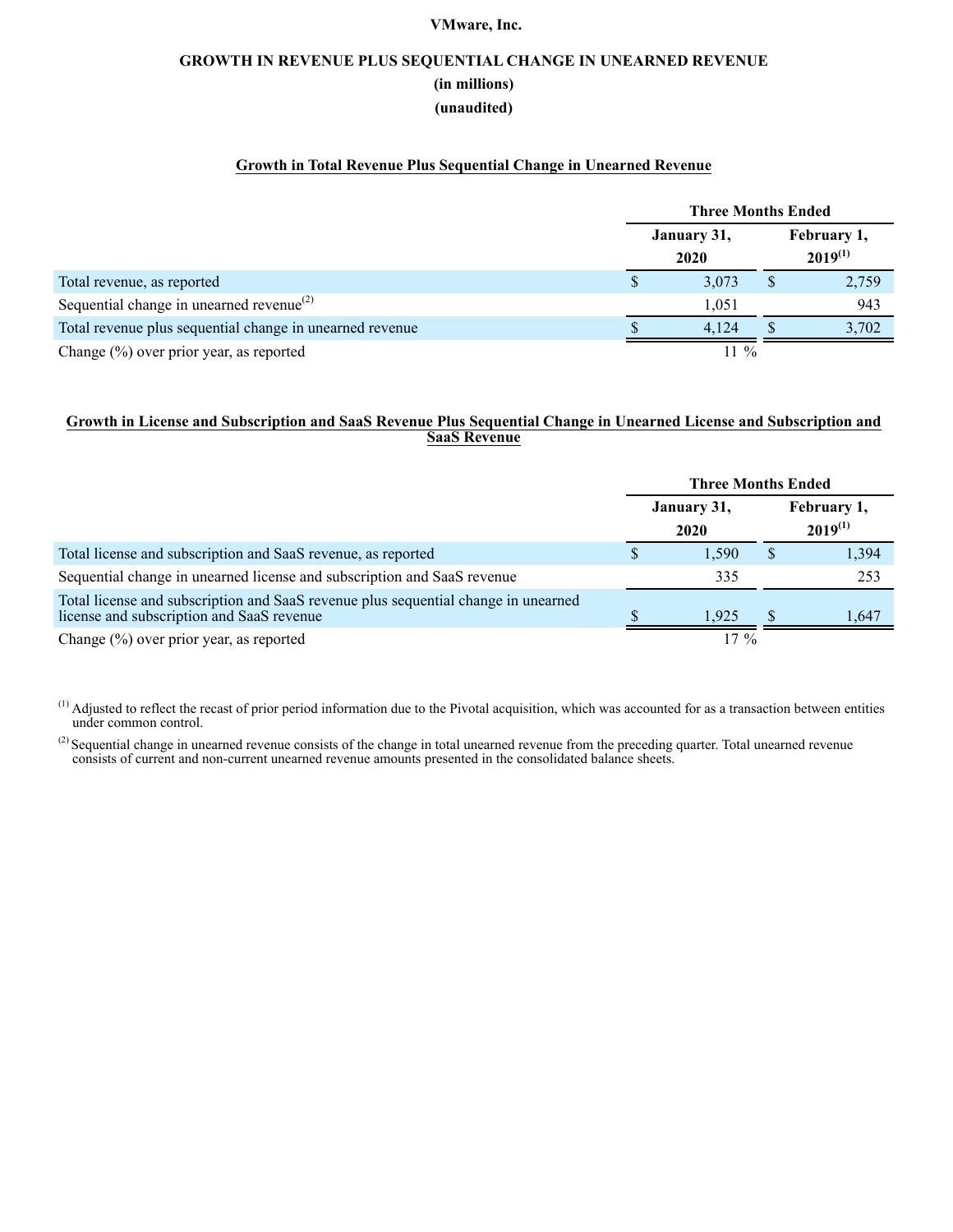**VMware, Inc.**

**GROWTH IN REVENUE PLUS SEQUENTIAL CHANGE IN UNEARNED REVENUE**

**(in millions)**

**(unaudited)**

**Growth in Total Revenue Plus Sequential Change in Unearned Revenue**

| | Three Months Ended | |
|---|---|---|
| | January 31, 2020 | February 1, 2019[(1)] |
| Total revenue, as reported | $ 3,073 | $ 2,759 |
| Sequential change in unearned revenue[(2)] | 1,051 | 943 |
| Total revenue plus sequential change in unearned revenue | $ 4,124 | $ 3,702 |
| Change (%) over prior year, as reported | 11 % | |

**Growth in License and Subscription and SaaS Revenue Plus Sequential Change in Unearned License and Subscription and SaaS Revenue**

| | Three Months Ended | |
|---|---|---|
| | January 31, 2020 | February 1, 2019[(1)] |
| Total license and subscription and SaaS revenue, as reported | $ 1,590 | $ 1,394 |
| Sequential change in unearned license and subscription and SaaS revenue | 335 | 253 |
| Total license and subscription and SaaS revenue plus sequential change in unearned license and subscription and SaaS revenue | $ 1,925 | $ 1,647 |
| Change (%) over prior year, as reported | 17 % | |

[(1)] Adjusted to reflect the recast of prior period information due to the Pivotal acquisition, which was accounted for as a transaction between entities under common control.

[(2)] Sequential change in unearned revenue consists of the change in total unearned revenue from the preceding quarter. Total unearned revenue consists of current and non-current unearned revenue amounts presented in the consolidated balance sheets.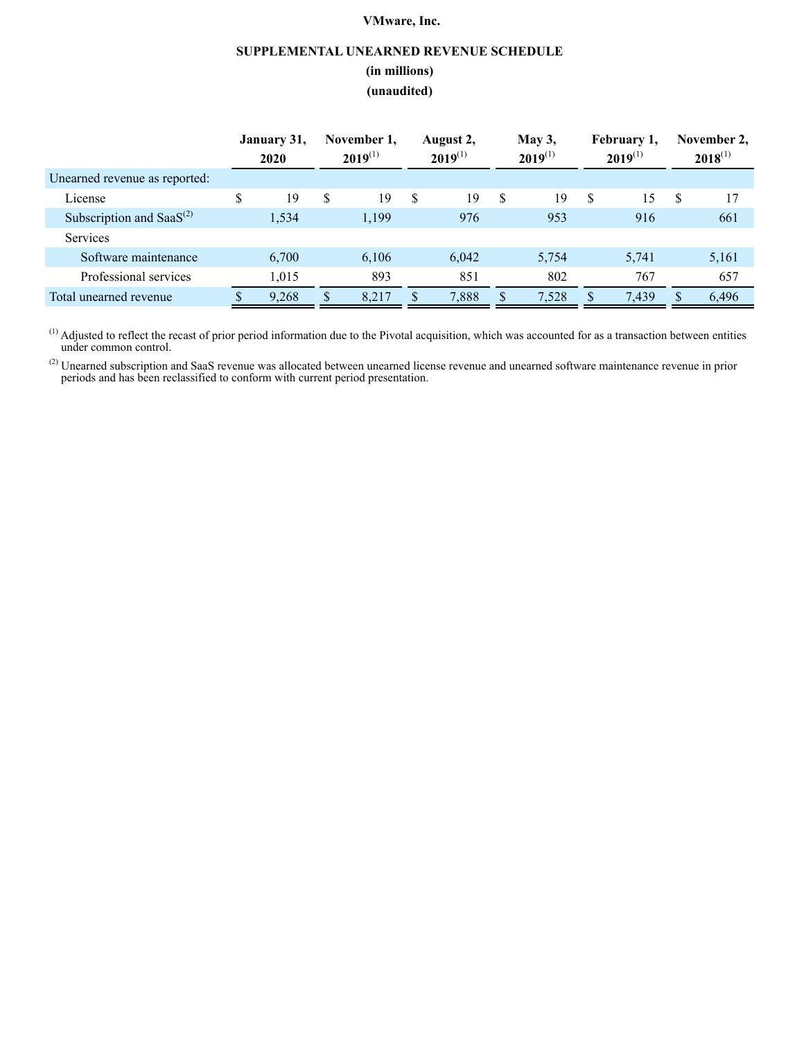**VMware, Inc.**

**SUPPLEMENTAL UNEARNED REVENUE SCHEDULE**

**(in millions)**

**(unaudited)**

| | January 31, 2020 | November 1, 2019[1] | August 2, 2019[1] | May 3, 2019[1] | February 1, 2019[1] | November 2, 2018[1] |
|---|---|---|---|---|---|---|
| Unearned revenue as reported: | | | | | | |
| License | $ 19 | $ 19 | $ 19 | $ 19 | $ 15 | $ 17 |
| Subscription and SaaS[2] | 1,534 | 1,199 | 976 | 953 | 916 | 661 |
| Services | | | | | | |
| Software maintenance | 6,700 | 6,106 | 6,042 | 5,754 | 5,741 | 5,161 |
| Professional services | 1,015 | 893 | 851 | 802 | 767 | 657 |
| Total unearned revenue | $ 9,268 | $ 8,217 | $ 7,888 | $ 7,528 | $ 7,439 | $ 6,496 |

[1] Adjusted to reflect the recast of prior period information due to the Pivotal acquisition, which was accounted for as a transaction between entities under common control.

[2] Unearned subscription and SaaS revenue was allocated between unearned license revenue and unearned software maintenance revenue in prior periods and has been reclassified to conform with current period presentation.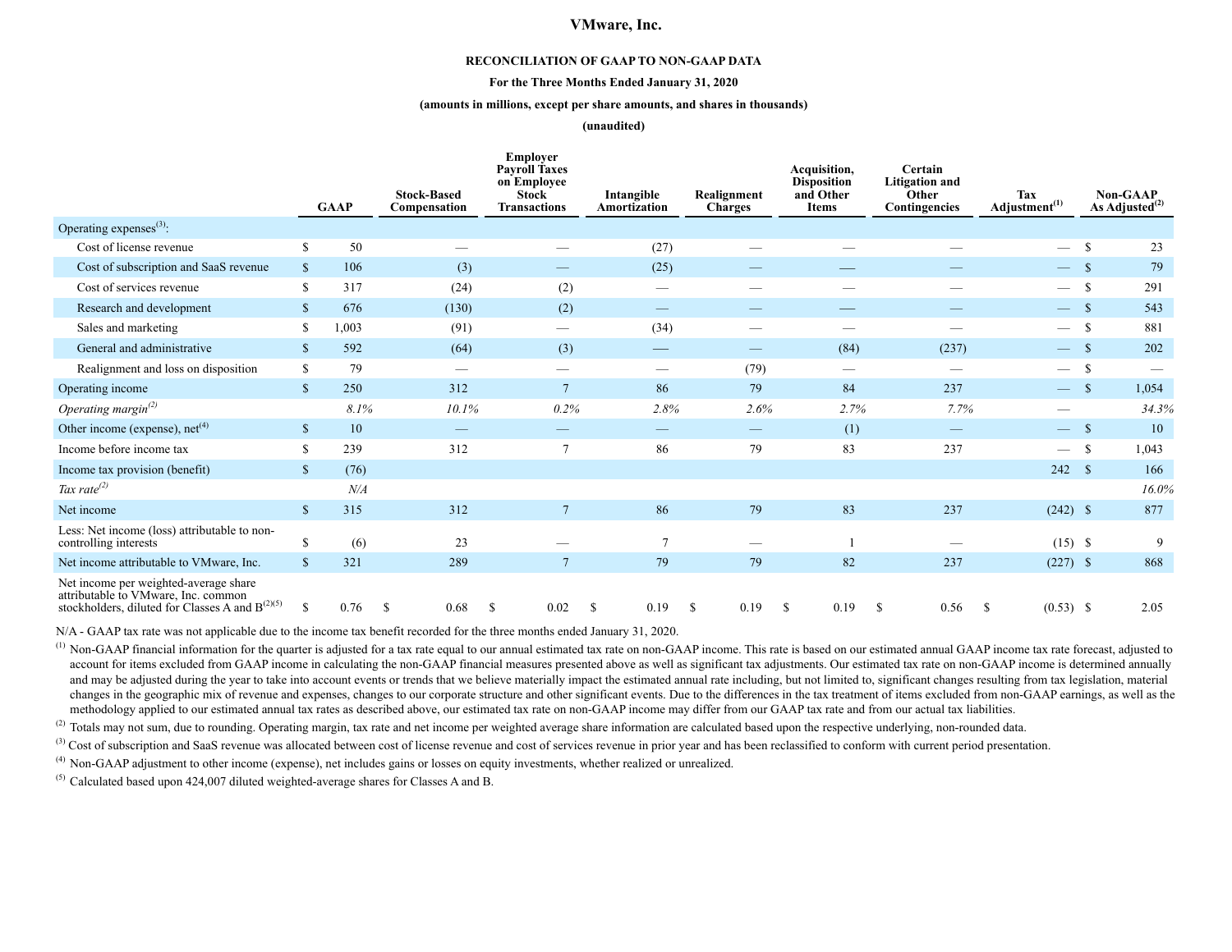# VMware, Inc.

**RECONCILIATION OF GAAP TO NON-GAAP DATA**

**For the Three Months Ended January 31, 2020**

**(amounts in millions, except per share amounts, and shares in thousands)**

**(unaudited)**

| | GAAP | Stock-Based Compensation | Employer Payroll Taxes on Employee Stock Transactions | Intangible Amortization | Realignment Charges | Acquisition, Disposition and Other Items | Certain Litigation and Other Contingencies | Tax Adjustment[(1)] | Non-GAAP As Adjusted[(2)] |
|---|---|---|---|---|---|---|---|---|---|
| Operating expenses[(3)]: | | | | | | | | | |
| Cost of license revenue | $ 50 | — | — | (27) | — | — | — | — | $ 23 |
| Cost of subscription and SaaS revenue | $ 106 | (3) | — | (25) | — | — | — | — | $ 79 |
| Cost of services revenue | $ 317 | (24) | (2) | — | — | — | — | — | $ 291 |
| Research and development | $ 676 | (130) | (2) | — | — | — | — | — | $ 543 |
| Sales and marketing | $ 1,003 | (91) | — | (34) | — | — | — | — | $ 881 |
| General and administrative | $ 592 | (64) | (3) | — | — | (84) | (237) | — | $ 202 |
| Realignment and loss on disposition | $ 79 | — | — | — | (79) | — | — | — | $ — |
| Operating income | $ 250 | 312 | 7 | 86 | 79 | 84 | 237 | — | $ 1,054 |
| *Operating margin[(2)]* | *8.1%* | *10.1%* | *0.2%* | *2.8%* | *2.6%* | *2.7%* | *7.7%* | — | *34.3%* |
| Other income (expense), net[(4)] | $ 10 | — | — | — | — | (1) | — | — | $ 10 |
| Income before income tax | $ 239 | 312 | 7 | 86 | 79 | 83 | 237 | — | $ 1,043 |
| Income tax provision (benefit) | $ (76) | | | | | | | 242 | $ 166 |
| *Tax rate[(2)]* | *N/A* | | | | | | | | *16.0%* |
| Net income | $ 315 | 312 | 7 | 86 | 79 | 83 | 237 | (242) | $ 877 |
| Less: Net income (loss) attributable to non-controlling interests | $ (6) | 23 | — | 7 | — | 1 | — | (15) | $ 9 |
| Net income attributable to VMware, Inc. | $ 321 | 289 | 7 | 79 | 79 | 82 | 237 | (227) | $ 868 |
| Net income per weighted-average share attributable to VMware, Inc. common stockholders, diluted for Classes A and B[(2)(5)] | $ 0.76 | $ 0.68 | $ 0.02 | $ 0.19 | $ 0.19 | $ 0.19 | $ 0.56 | $ (0.53) | $ 2.05 |

N/A - GAAP tax rate was not applicable due to the income tax benefit recorded for the three months ended January 31, 2020.

(1) Non-GAAP financial information for the quarter is adjusted for a tax rate equal to our annual estimated tax rate on non-GAAP income. This rate is based on our estimated annual GAAP income tax rate forecast, adjusted to account for items excluded from GAAP income in calculating the non-GAAP financial measures presented above as well as significant tax adjustments. Our estimated tax rate on non-GAAP income is determined annually and may be adjusted during the year to take into account events or trends that we believe materially impact the estimated annual rate including, but not limited to, significant changes resulting from tax legislation, material changes in the geographic mix of revenue and expenses, changes to our corporate structure and other significant events. Due to the differences in the tax treatment of items excluded from non-GAAP earnings, as well as the methodology applied to our estimated annual tax rates as described above, our estimated tax rate on non-GAAP income may differ from our GAAP tax rate and from our actual tax liabilities.

(2) Totals may not sum, due to rounding. Operating margin, tax rate and net income per weighted average share information are calculated based upon the respective underlying, non-rounded data.

(3) Cost of subscription and SaaS revenue was allocated between cost of license revenue and cost of services revenue in prior year and has been reclassified to conform with current period presentation.

(4) Non-GAAP adjustment to other income (expense), net includes gains or losses on equity investments, whether realized or unrealized.

(5) Calculated based upon 424,007 diluted weighted-average shares for Classes A and B.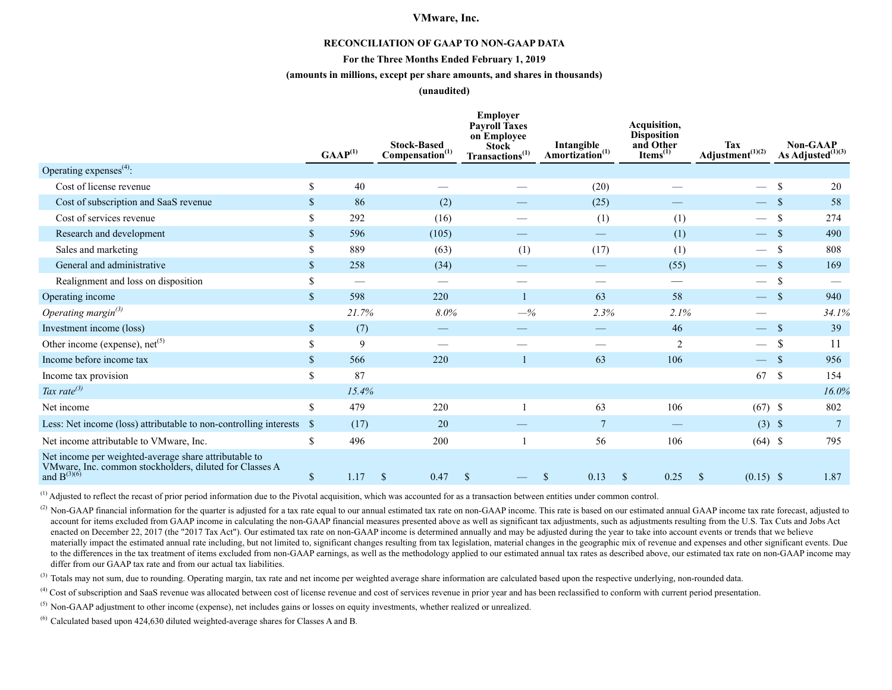# VMware, Inc.

**RECONCILIATION OF GAAP TO NON-GAAP DATA**

**For the Three Months Ended February 1, 2019**

**(amounts in millions, except per share amounts, and shares in thousands)**

**(unaudited)**

| | GAAP[1] | Stock-Based Compensation[1] | Employer Payroll Taxes on Employee Stock Transactions[1] | Intangible Amortization[1] | Acquisition, Disposition and Other Items[1] | Tax Adjustment[1][2] | Non-GAAP As Adjusted[1][3] |
|---|---|---|---|---|---|---|---|
| Operating expenses[4]: | | | | | | | |
| Cost of license revenue | $ 40 | — | — | (20) | — | — | $ 20 |
| Cost of subscription and SaaS revenue | $ 86 | (2) | — | (25) | — | — | $ 58 |
| Cost of services revenue | $ 292 | (16) | — | (1) | (1) | — | $ 274 |
| Research and development | $ 596 | (105) | — | — | (1) | — | $ 490 |
| Sales and marketing | $ 889 | (63) | (1) | (17) | (1) | — | $ 808 |
| General and administrative | $ 258 | (34) | — | — | (55) | — | $ 169 |
| Realignment and loss on disposition | $ — | — | — | — | — | — | $ — |
| Operating income | $ 598 | 220 | 1 | 63 | 58 | — | $ 940 |
| *Operating margin[3]* | *21.7%* | *8.0%* | *—%* | *2.3%* | *2.1%* | — | *34.1%* |
| Investment income (loss) | $ (7) | — | — | — | 46 | — | $ 39 |
| Other income (expense), net[5] | $ 9 | — | — | — | 2 | — | $ 11 |
| Income before income tax | $ 566 | 220 | 1 | 63 | 106 | — | $ 956 |
| Income tax provision | $ 87 | | | | | 67 | $ 154 |
| *Tax rate[3]* | *15.4%* | | | | | | *16.0%* |
| Net income | $ 479 | 220 | 1 | 63 | 106 | (67) | $ 802 |
| Less: Net income (loss) attributable to non-controlling interests | $ (17) | 20 | — | 7 | — | (3) | $ 7 |
| Net income attributable to VMware, Inc. | $ 496 | 200 | 1 | 56 | 106 | (64) | $ 795 |
| Net income per weighted-average share attributable to VMware, Inc. common stockholders, diluted for Classes A and B[3][6] | $ 1.17 | $ 0.47 | $ — | $ 0.13 | $ 0.25 | $ (0.15) | $ 1.87 |

[1] Adjusted to reflect the recast of prior period information due to the Pivotal acquisition, which was accounted for as a transaction between entities under common control.

[2] Non-GAAP financial information for the quarter is adjusted for a tax rate equal to our annual estimated tax rate on non-GAAP income. This rate is based on our estimated annual GAAP income tax rate forecast, adjusted to account for items excluded from GAAP income in calculating the non-GAAP financial measures presented above as well as significant tax adjustments, such as adjustments resulting from the U.S. Tax Cuts and Jobs Act enacted on December 22, 2017 (the "2017 Tax Act"). Our estimated tax rate on non-GAAP income is determined annually and may be adjusted during the year to take into account events or trends that we believe materially impact the estimated annual rate including, but not limited to, significant changes resulting from tax legislation, material changes in the geographic mix of revenue and expenses and other significant events. Due to the differences in the tax treatment of items excluded from non-GAAP earnings, as well as the methodology applied to our estimated annual tax rates as described above, our estimated tax rate on non-GAAP income may differ from our GAAP tax rate and from our actual tax liabilities.

[3] Totals may not sum, due to rounding. Operating margin, tax rate and net income per weighted average share information are calculated based upon the respective underlying, non-rounded data.

[4] Cost of subscription and SaaS revenue was allocated between cost of license revenue and cost of services revenue in prior year and has been reclassified to conform with current period presentation.

[5] Non-GAAP adjustment to other income (expense), net includes gains or losses on equity investments, whether realized or unrealized.

[6] Calculated based upon 424,630 diluted weighted-average shares for Classes A and B.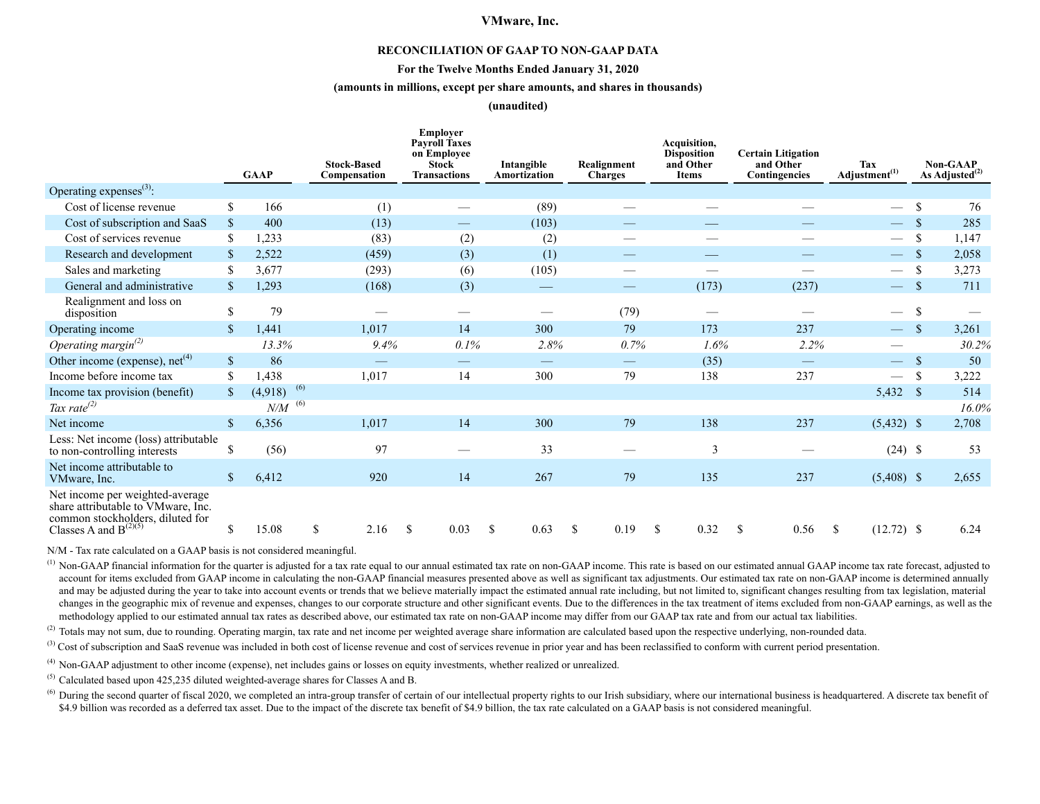# VMware, Inc.

## RECONCILIATION OF GAAP TO NON-GAAP DATA

**For the Twelve Months Ended January 31, 2020**

**(amounts in millions, except per share amounts, and shares in thousands)**

**(unaudited)**

| | GAAP | Stock-Based Compensation | Employer Payroll Taxes on Employee Stock Transactions | Intangible Amortization | Realignment Charges | Acquisition, Disposition and Other Items | Certain Litigation and Other Contingencies | Tax Adjustment[1] | Non-GAAP As Adjusted[2] |
|---|---|---|---|---|---|---|---|---|---|
| Operating expenses[3]: | | | | | | | | | |
| Cost of license revenue | $ 166 | (1) | — | (89) | — | — | — | — | $ 76 |
| Cost of subscription and SaaS | $ 400 | (13) | — | (103) | — | — | — | — | $ 285 |
| Cost of services revenue | $ 1,233 | (83) | (2) | (2) | — | — | — | — | $ 1,147 |
| Research and development | $ 2,522 | (459) | (3) | (1) | — | — | — | — | $ 2,058 |
| Sales and marketing | $ 3,677 | (293) | (6) | (105) | — | — | — | — | $ 3,273 |
| General and administrative | $ 1,293 | (168) | (3) | — | — | (173) | (237) | — | $ 711 |
| Realignment and loss on disposition | $ 79 | — | — | — | (79) | — | — | — | $ — |
| Operating income | $ 1,441 | 1,017 | 14 | 300 | 79 | 173 | 237 | — | $ 3,261 |
| *Operating margin[2]* | *13.3%* | *9.4%* | *0.1%* | *2.8%* | *0.7%* | *1.6%* | *2.2%* | — | *30.2%* |
| Other income (expense), net[4] | $ 86 | — | — | — | — | (35) | — | — | $ 50 |
| Income before income tax | $ 1,438 | 1,017 | 14 | 300 | 79 | 138 | 237 | — | $ 3,222 |
| Income tax provision (benefit) | $ (4,918) [6] | | | | | | | 5,432 | $ 514 |
| *Tax rate[2]* | *N/M* [6] | | | | | | | | *16.0%* |
| Net income | $ 6,356 | 1,017 | 14 | 300 | 79 | 138 | 237 | (5,432) | $ 2,708 |
| Less: Net income (loss) attributable to non-controlling interests | $ (56) | 97 | — | 33 | — | 3 | — | (24) | $ 53 |
| Net income attributable to VMware, Inc. | $ 6,412 | 920 | 14 | 267 | 79 | 135 | 237 | (5,408) | $ 2,655 |
| Net income per weighted-average share attributable to VMware, Inc. common stockholders, diluted for Classes A and B[2][5] | $ 15.08 | $ 2.16 | $ 0.03 | $ 0.63 | $ 0.19 | $ 0.32 | $ 0.56 | $ (12.72) | $ 6.24 |

N/M - Tax rate calculated on a GAAP basis is not considered meaningful.

[1] Non-GAAP financial information for the quarter is adjusted for a tax rate equal to our annual estimated tax rate on non-GAAP income. This rate is based on our estimated annual GAAP income tax rate forecast, adjusted to account for items excluded from GAAP income in calculating the non-GAAP financial measures presented above as well as significant tax adjustments. Our estimated tax rate on non-GAAP income is determined annually and may be adjusted during the year to take into account events or trends that we believe materially impact the estimated annual rate including, but not limited to, significant changes resulting from tax legislation, material changes in the geographic mix of revenue and expenses, changes to our corporate structure and other significant events. Due to the differences in the tax treatment of items excluded from non-GAAP earnings, as well as the methodology applied to our estimated annual tax rates as described above, our estimated tax rate on non-GAAP income may differ from our GAAP tax rate and from our actual tax liabilities.

[2] Totals may not sum, due to rounding. Operating margin, tax rate and net income per weighted average share information are calculated based upon the respective underlying, non-rounded data.

[3] Cost of subscription and SaaS revenue was included in both cost of license revenue and cost of services revenue in prior year and has been reclassified to conform with current period presentation.

[4] Non-GAAP adjustment to other income (expense), net includes gains or losses on equity investments, whether realized or unrealized.

[5] Calculated based upon 425,235 diluted weighted-average shares for Classes A and B.

[6] During the second quarter of fiscal 2020, we completed an intra-group transfer of certain of our intellectual property rights to our Irish subsidiary, where our international business is headquartered. A discrete tax benefit of $4.9 billion was recorded as a deferred tax asset. Due to the impact of the discrete tax benefit of $4.9 billion, the tax rate calculated on a GAAP basis is not considered meaningful.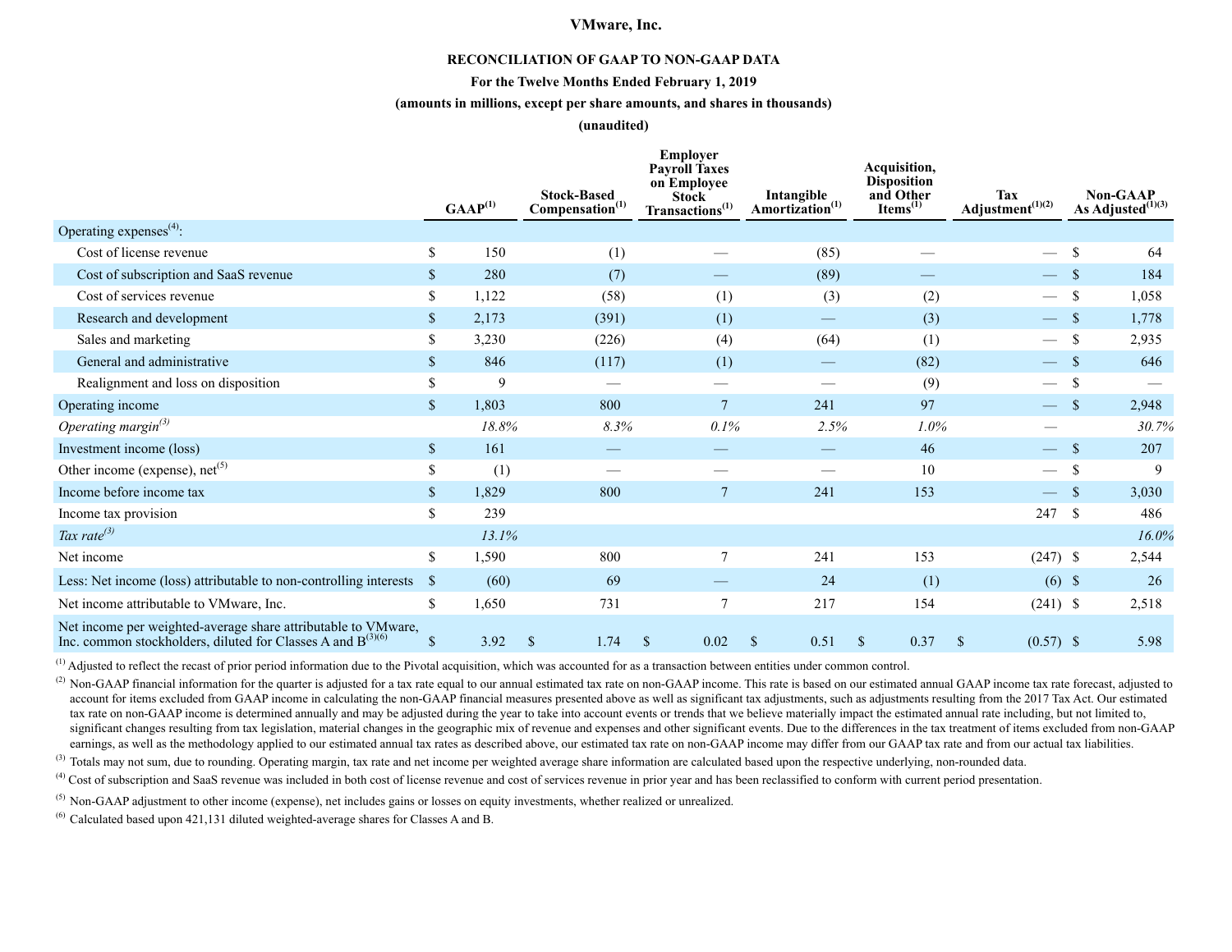# VMware, Inc.

## RECONCILIATION OF GAAP TO NON-GAAP DATA

**For the Twelve Months Ended February 1, 2019**

**(amounts in millions, except per share amounts, and shares in thousands)**

**(unaudited)**

| | GAAP[(1)] | Stock-Based Compensation[(1)] | Employer Payroll Taxes on Employee Stock Transactions[(1)] | Intangible Amortization[(1)] | Acquisition, Disposition and Other Items[(1)] | Tax Adjustment[(1)(2)] | Non-GAAP As Adjusted[(1)(3)] |
|---|---|---|---|---|---|---|---|
| Operating expenses[(4)]: | | | | | | | |
| Cost of license revenue | $ 150 | (1) | — | (85) | — | — | $ 64 |
| Cost of subscription and SaaS revenue | $ 280 | (7) | — | (89) | — | — | $ 184 |
| Cost of services revenue | $ 1,122 | (58) | (1) | (3) | (2) | — | $ 1,058 |
| Research and development | $ 2,173 | (391) | (1) | — | (3) | — | $ 1,778 |
| Sales and marketing | $ 3,230 | (226) | (4) | (64) | (1) | — | $ 2,935 |
| General and administrative | $ 846 | (117) | (1) | — | (82) | — | $ 646 |
| Realignment and loss on disposition | $ 9 | — | — | — | (9) | — | $ — |
| Operating income | $ 1,803 | 800 | 7 | 241 | 97 | — | $ 2,948 |
| *Operating margin[(3)]* | *18.8%* | *8.3%* | *0.1%* | *2.5%* | *1.0%* | — | *30.7%* |
| Investment income (loss) | $ 161 | — | — | — | 46 | — | $ 207 |
| Other income (expense), net[(5)] | $ (1) | — | — | — | 10 | — | $ 9 |
| Income before income tax | $ 1,829 | 800 | 7 | 241 | 153 | — | $ 3,030 |
| Income tax provision | $ 239 | | | | | 247 | $ 486 |
| *Tax rate[(3)]* | *13.1%* | | | | | | *16.0%* |
| Net income | $ 1,590 | 800 | 7 | 241 | 153 | (247) | $ 2,544 |
| Less: Net income (loss) attributable to non-controlling interests | $ (60) | 69 | — | 24 | (1) | (6) | $ 26 |
| Net income attributable to VMware, Inc. | $ 1,650 | 731 | 7 | 217 | 154 | (241) | $ 2,518 |
| Net income per weighted-average share attributable to VMware, Inc. common stockholders, diluted for Classes A and B[(3)(6)] | $ 3.92 | $ 1.74 | $ 0.02 | $ 0.51 | $ 0.37 | $ (0.57) | $ 5.98 |

[(1)] Adjusted to reflect the recast of prior period information due to the Pivotal acquisition, which was accounted for as a transaction between entities under common control.

[(2)] Non-GAAP financial information for the quarter is adjusted for a tax rate equal to our annual estimated tax rate on non-GAAP income. This rate is based on our estimated annual GAAP income tax rate forecast, adjusted to account for items excluded from GAAP income in calculating the non-GAAP financial measures presented above as well as significant tax adjustments, such as adjustments resulting from the 2017 Tax Act. Our estimated tax rate on non-GAAP income is determined annually and may be adjusted during the year to take into account events or trends that we believe materially impact the estimated annual rate including, but not limited to, significant changes resulting from tax legislation, material changes in the geographic mix of revenue and expenses and other significant events. Due to the differences in the tax treatment of items excluded from non-GAAP earnings, as well as the methodology applied to our estimated annual tax rates as described above, our estimated tax rate on non-GAAP income may differ from our GAAP tax rate and from our actual tax liabilities.

[(3)] Totals may not sum, due to rounding. Operating margin, tax rate and net income per weighted average share information are calculated based upon the respective underlying, non-rounded data.

[(4)] Cost of subscription and SaaS revenue was included in both cost of license revenue and cost of services revenue in prior year and has been reclassified to conform with current period presentation.

[(5)] Non-GAAP adjustment to other income (expense), net includes gains or losses on equity investments, whether realized or unrealized.

[(6)] Calculated based upon 421,131 diluted weighted-average shares for Classes A and B.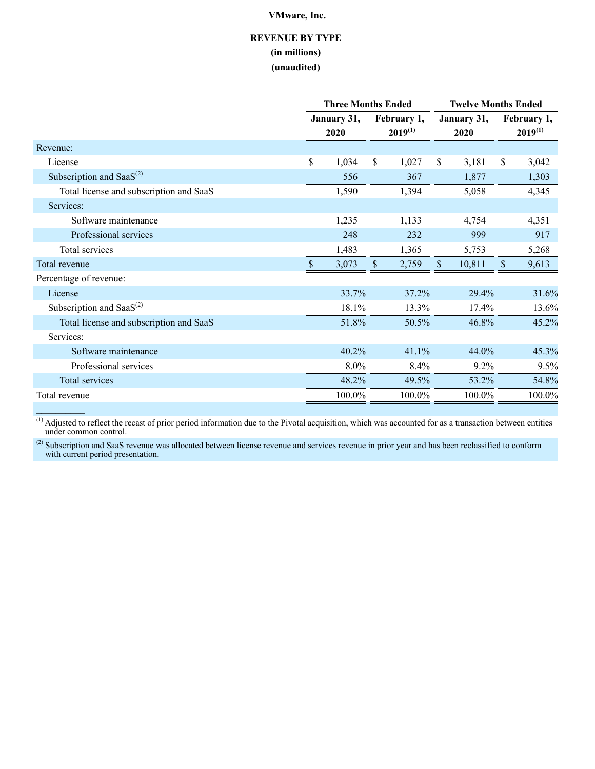**VMware, Inc.**

**REVENUE BY TYPE**

**(in millions)**

**(unaudited)**

| | Three Months Ended | | Twelve Months Ended | |
|---|---|---|---|---|
| | January 31, 2020 | February 1, 2019[1] | January 31, 2020 | February 1, 2019[1] |
| Revenue: | | | | |
| License | $ 1,034 | $ 1,027 | $ 3,181 | $ 3,042 |
| Subscription and SaaS[2] | 556 | 367 | 1,877 | 1,303 |
| Total license and subscription and SaaS | 1,590 | 1,394 | 5,058 | 4,345 |
| Services: | | | | |
| Software maintenance | 1,235 | 1,133 | 4,754 | 4,351 |
| Professional services | 248 | 232 | 999 | 917 |
| Total services | 1,483 | 1,365 | 5,753 | 5,268 |
| Total revenue | $ 3,073 | $ 2,759 | $ 10,811 | $ 9,613 |
| Percentage of revenue: | | | | |
| License | 33.7% | 37.2% | 29.4% | 31.6% |
| Subscription and SaaS[2] | 18.1% | 13.3% | 17.4% | 13.6% |
| Total license and subscription and SaaS | 51.8% | 50.5% | 46.8% | 45.2% |
| Services: | | | | |
| Software maintenance | 40.2% | 41.1% | 44.0% | 45.3% |
| Professional services | 8.0% | 8.4% | 9.2% | 9.5% |
| Total services | 48.2% | 49.5% | 53.2% | 54.8% |
| Total revenue | 100.0% | 100.0% | 100.0% | 100.0% |

[1] Adjusted to reflect the recast of prior period information due to the Pivotal acquisition, which was accounted for as a transaction between entities under common control.

[2] Subscription and SaaS revenue was allocated between license revenue and services revenue in prior year and has been reclassified to conform with current period presentation.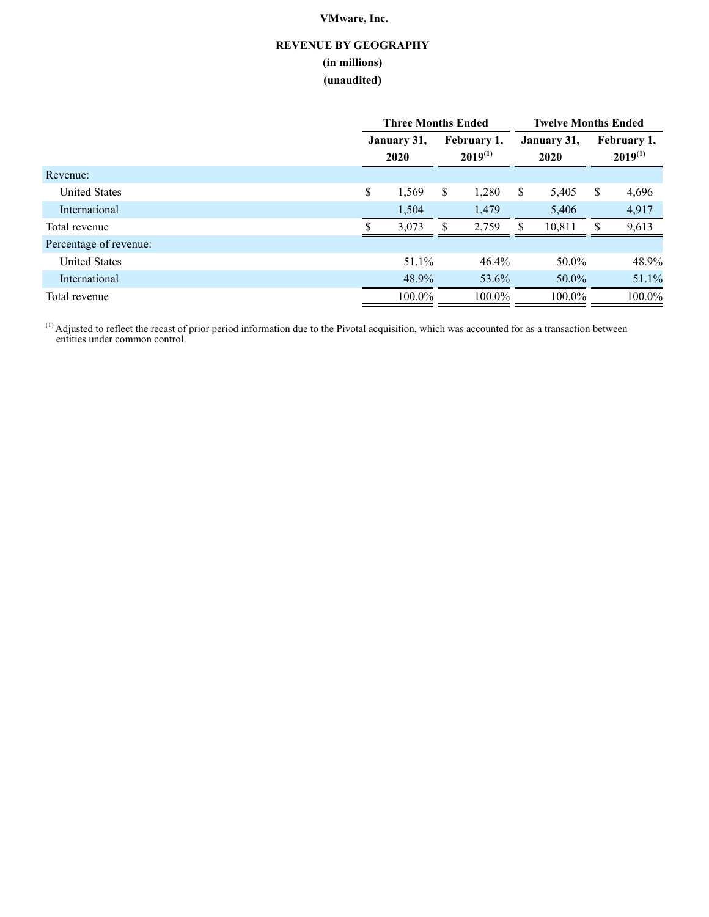# VMware, Inc.

## REVENUE BY GEOGRAPHY

**(in millions)**

**(unaudited)**

| | Three Months Ended | | Twelve Months Ended | |
|---|---|---|---|---|
| | January 31, 2020 | February 1, 2019[(1)] | January 31, 2020 | February 1, 2019[(1)] |
| Revenue: | | | | |
| United States | $ 1,569 | $ 1,280 | $ 5,405 | $ 4,696 |
| International | 1,504 | 1,479 | 5,406 | 4,917 |
| Total revenue | $ 3,073 | $ 2,759 | $ 10,811 | $ 9,613 |
| Percentage of revenue: | | | | |
| United States | 51.1% | 46.4% | 50.0% | 48.9% |
| International | 48.9% | 53.6% | 50.0% | 51.1% |
| Total revenue | 100.0% | 100.0% | 100.0% | 100.0% |

[(1)] Adjusted to reflect the recast of prior period information due to the Pivotal acquisition, which was accounted for as a transaction between entities under common control.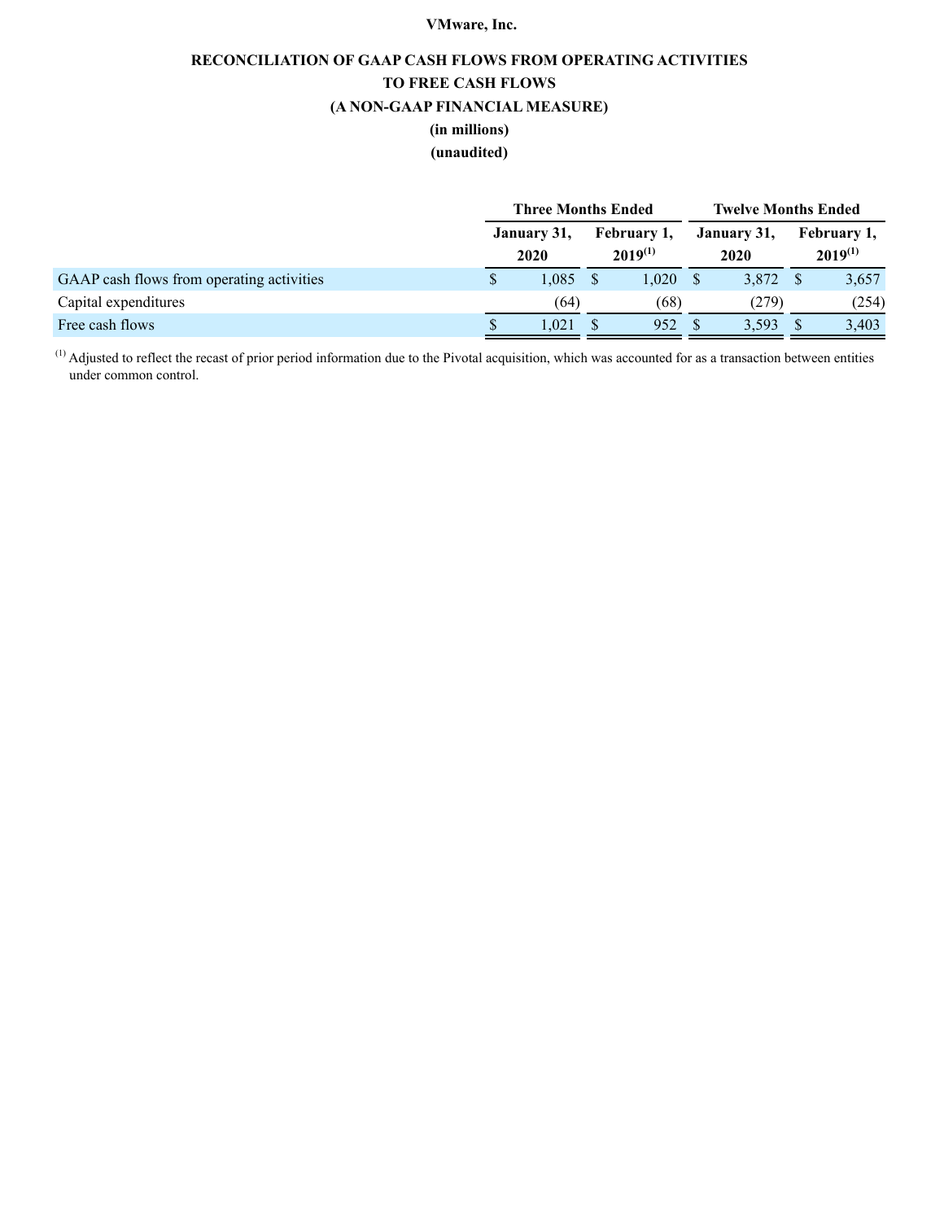**VMware, Inc.**

**RECONCILIATION OF GAAP CASH FLOWS FROM OPERATING ACTIVITIES**

**TO FREE CASH FLOWS**

**(A NON-GAAP FINANCIAL MEASURE)**

**(in millions)**

**(unaudited)**

| | Three Months Ended | | Twelve Months Ended | |
|---|---|---|---|---|
| | January 31, 2020 | February 1, 2019[(1)] | January 31, 2020 | February 1, 2019[(1)] |
| GAAP cash flows from operating activities | $ 1,085 | $ 1,020 | $ 3,872 | $ 3,657 |
| Capital expenditures | (64) | (68) | (279) | (254) |
| Free cash flows | $ 1,021 | $ 952 | $ 3,593 | $ 3,403 |

[(1)] Adjusted to reflect the recast of prior period information due to the Pivotal acquisition, which was accounted for as a transaction between entities under common control.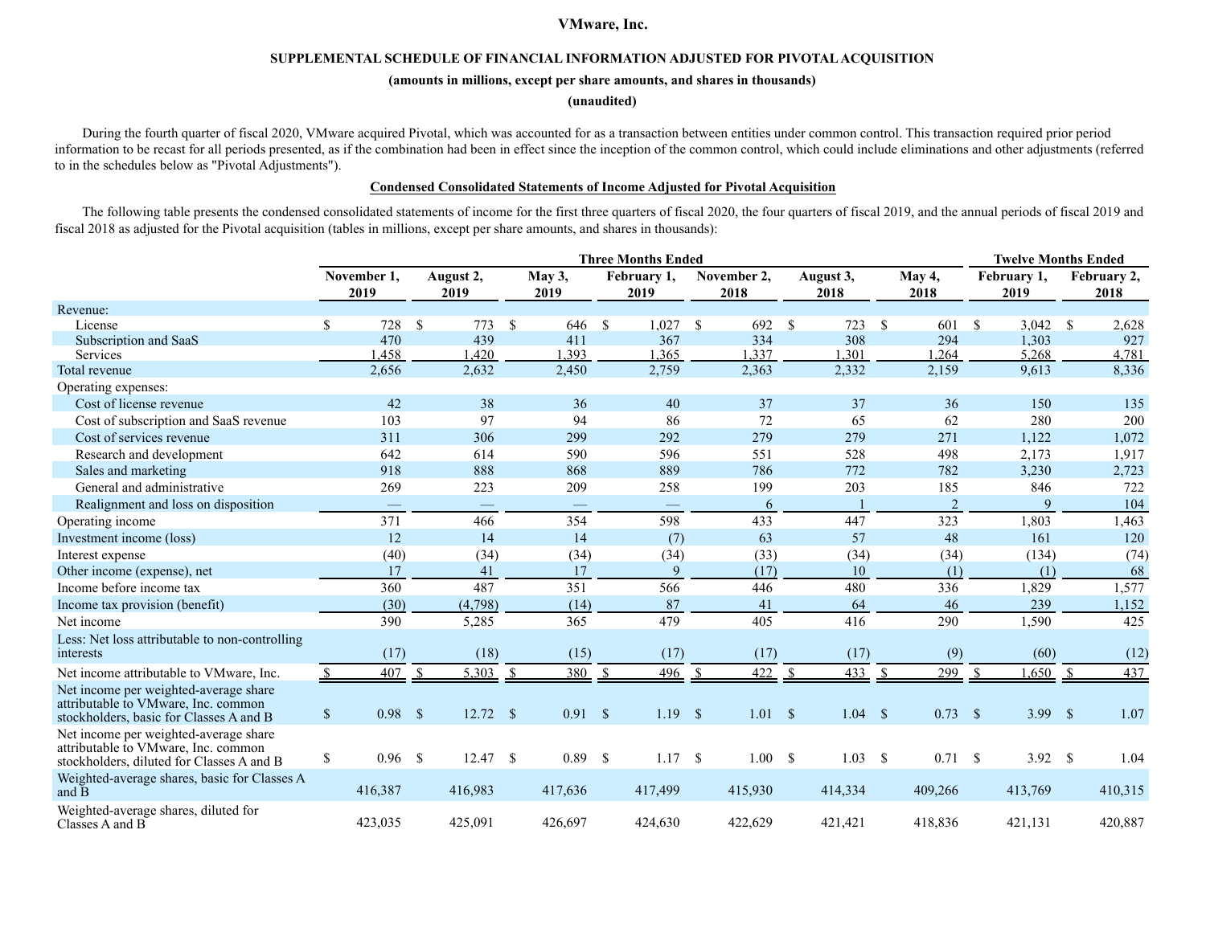# VMware, Inc.

## SUPPLEMENTAL SCHEDULE OF FINANCIAL INFORMATION ADJUSTED FOR PIVOTAL ACQUISITION

**(amounts in millions, except per share amounts, and shares in thousands)**

**(unaudited)**

During the fourth quarter of fiscal 2020, VMware acquired Pivotal, which was accounted for as a transaction between entities under common control. This transaction required prior period information to be recast for all periods presented, as if the combination had been in effect since the inception of the common control, which could include eliminations and other adjustments (referred to in the schedules below as "Pivotal Adjustments").

### Condensed Consolidated Statements of Income Adjusted for Pivotal Acquisition

The following table presents the condensed consolidated statements of income for the first three quarters of fiscal 2020, the four quarters of fiscal 2019, and the annual periods of fiscal 2019 and fiscal 2018 as adjusted for the Pivotal acquisition (tables in millions, except per share amounts, and shares in thousands):

| | Three Months Ended | | | | | | | Twelve Months Ended | |
|---|---|---|---|---|---|---|---|---|---|
| | November 1, 2019 | August 2, 2019 | May 3, 2019 | February 1, 2019 | November 2, 2018 | August 3, 2018 | May 4, 2018 | February 1, 2019 | February 2, 2018 |
| Revenue: | | | | | | | | | |
| License | $ 728 | $ 773 | $ 646 | $ 1,027 | $ 692 | $ 723 | $ 601 | $ 3,042 | $ 2,628 |
| Subscription and SaaS | 470 | 439 | 411 | 367 | 334 | 308 | 294 | 1,303 | 927 |
| Services | 1,458 | 1,420 | 1,393 | 1,365 | 1,337 | 1,301 | 1,264 | 5,268 | 4,781 |
| Total revenue | 2,656 | 2,632 | 2,450 | 2,759 | 2,363 | 2,332 | 2,159 | 9,613 | 8,336 |
| Operating expenses: | | | | | | | | | |
| Cost of license revenue | 42 | 38 | 36 | 40 | 37 | 37 | 36 | 150 | 135 |
| Cost of subscription and SaaS revenue | 103 | 97 | 94 | 86 | 72 | 65 | 62 | 280 | 200 |
| Cost of services revenue | 311 | 306 | 299 | 292 | 279 | 279 | 271 | 1,122 | 1,072 |
| Research and development | 642 | 614 | 590 | 596 | 551 | 528 | 498 | 2,173 | 1,917 |
| Sales and marketing | 918 | 888 | 868 | 889 | 786 | 772 | 782 | 3,230 | 2,723 |
| General and administrative | 269 | 223 | 209 | 258 | 199 | 203 | 185 | 846 | 722 |
| Realignment and loss on disposition | — | — | — | — | 6 | 1 | 2 | 9 | 104 |
| Operating income | 371 | 466 | 354 | 598 | 433 | 447 | 323 | 1,803 | 1,463 |
| Investment income (loss) | 12 | 14 | 14 | (7) | 63 | 57 | 48 | 161 | 120 |
| Interest expense | (40) | (34) | (34) | (34) | (33) | (34) | (34) | (134) | (74) |
| Other income (expense), net | 17 | 41 | 17 | 9 | (17) | 10 | (1) | (1) | 68 |
| Income before income tax | 360 | 487 | 351 | 566 | 446 | 480 | 336 | 1,829 | 1,577 |
| Income tax provision (benefit) | (30) | (4,798) | (14) | 87 | 41 | 64 | 46 | 239 | 1,152 |
| Net income | 390 | 5,285 | 365 | 479 | 405 | 416 | 290 | 1,590 | 425 |
| Less: Net loss attributable to non-controlling interests | (17) | (18) | (15) | (17) | (17) | (17) | (9) | (60) | (12) |
| Net income attributable to VMware, Inc. | $ 407 | $ 5,303 | $ 380 | $ 496 | $ 422 | $ 433 | $ 299 | $ 1,650 | $ 437 |
| Net income per weighted-average share attributable to VMware, Inc. common stockholders, basic for Classes A and B | $ 0.98 | $ 12.72 | $ 0.91 | $ 1.19 | $ 1.01 | $ 1.04 | $ 0.73 | $ 3.99 | $ 1.07 |
| Net income per weighted-average share attributable to VMware, Inc. common stockholders, diluted for Classes A and B | $ 0.96 | $ 12.47 | $ 0.89 | $ 1.17 | $ 1.00 | $ 1.03 | $ 0.71 | $ 3.92 | $ 1.04 |
| Weighted-average shares, basic for Classes A and B | 416,387 | 416,983 | 417,636 | 417,499 | 415,930 | 414,334 | 409,266 | 413,769 | 410,315 |
| Weighted-average shares, diluted for Classes A and B | 423,035 | 425,091 | 426,697 | 424,630 | 422,629 | 421,421 | 418,836 | 421,131 | 420,887 |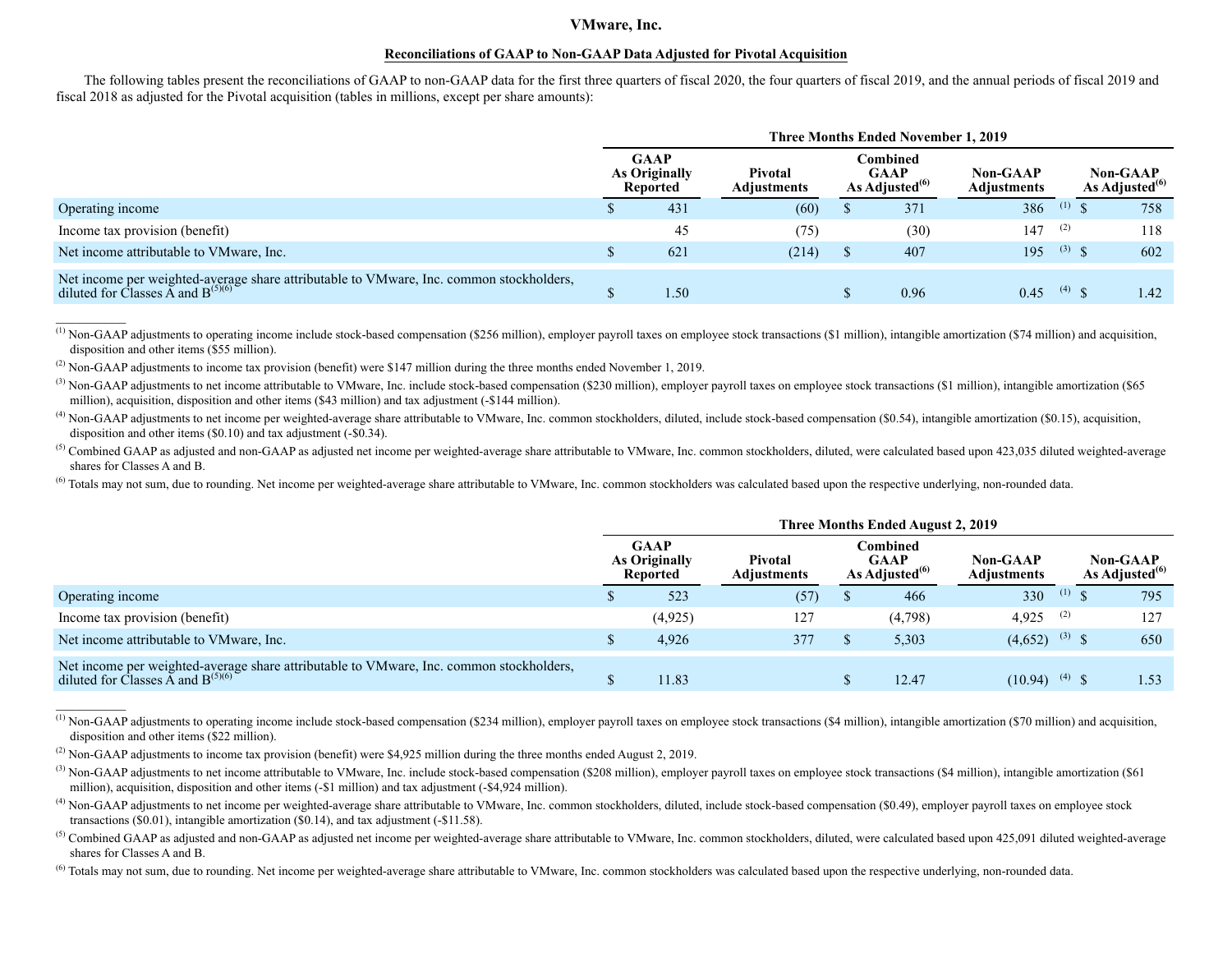# VMware, Inc.

## Reconciliations of GAAP to Non-GAAP Data Adjusted for Pivotal Acquisition

The following tables present the reconciliations of GAAP to non-GAAP data for the first three quarters of fiscal 2020, the four quarters of fiscal 2019, and the annual periods of fiscal 2019 and fiscal 2018 as adjusted for the Pivotal acquisition (tables in millions, except per share amounts):

| | Three Months Ended November 1, 2019 | | | | |
|---|---|---|---|---|---|
| | GAAP As Originally Reported | Pivotal Adjustments | Combined GAAP As Adjusted[6] | Non-GAAP Adjustments | Non-GAAP As Adjusted[6] |
| Operating income | $ 431 | (60) | $ 371 | 386 [1] | $ 758 |
| Income tax provision (benefit) | 45 | (75) | (30) | 147 [2] | 118 |
| Net income attributable to VMware, Inc. | $ 621 | (214) | $ 407 | 195 [3] | $ 602 |
| Net income per weighted-average share attributable to VMware, Inc. common stockholders, diluted for Classes A and B[5][6] | $ 1.50 | | $ 0.96 | 0.45 [4] | $ 1.42 |

[1] Non-GAAP adjustments to operating income include stock-based compensation ($256 million), employer payroll taxes on employee stock transactions ($1 million), intangible amortization ($74 million) and acquisition, disposition and other items ($55 million).

[2] Non-GAAP adjustments to income tax provision (benefit) were $147 million during the three months ended November 1, 2019.

[3] Non-GAAP adjustments to net income attributable to VMware, Inc. include stock-based compensation ($230 million), employer payroll taxes on employee stock transactions ($1 million), intangible amortization ($65 million), acquisition, disposition and other items ($43 million) and tax adjustment (-$144 million).

[4] Non-GAAP adjustments to net income per weighted-average share attributable to VMware, Inc. common stockholders, diluted, include stock-based compensation ($0.54), intangible amortization ($0.15), acquisition, disposition and other items ($0.10) and tax adjustment (-$0.34).

[5] Combined GAAP as adjusted and non-GAAP as adjusted net income per weighted-average share attributable to VMware, Inc. common stockholders, diluted, were calculated based upon 423,035 diluted weighted-average shares for Classes A and B.

[6] Totals may not sum, due to rounding. Net income per weighted-average share attributable to VMware, Inc. common stockholders was calculated based upon the respective underlying, non-rounded data.

| | Three Months Ended August 2, 2019 | | | | |
|---|---|---|---|---|---|
| | GAAP As Originally Reported | Pivotal Adjustments | Combined GAAP As Adjusted[6] | Non-GAAP Adjustments | Non-GAAP As Adjusted[6] |
| Operating income | $ 523 | (57) | $ 466 | 330 [1] | $ 795 |
| Income tax provision (benefit) | (4,925) | 127 | (4,798) | 4,925 [2] | 127 |
| Net income attributable to VMware, Inc. | $ 4,926 | 377 | $ 5,303 | (4,652) [3] | $ 650 |
| Net income per weighted-average share attributable to VMware, Inc. common stockholders, diluted for Classes A and B[5][6] | $ 11.83 | | $ 12.47 | (10.94) [4] | $ 1.53 |

[1] Non-GAAP adjustments to operating income include stock-based compensation ($234 million), employer payroll taxes on employee stock transactions ($4 million), intangible amortization ($70 million) and acquisition, disposition and other items ($22 million).

[2] Non-GAAP adjustments to income tax provision (benefit) were $4,925 million during the three months ended August 2, 2019.

[3] Non-GAAP adjustments to net income attributable to VMware, Inc. include stock-based compensation ($208 million), employer payroll taxes on employee stock transactions ($4 million), intangible amortization ($61 million), acquisition, disposition and other items (-$1 million) and tax adjustment (-$4,924 million).

[4] Non-GAAP adjustments to net income per weighted-average share attributable to VMware, Inc. common stockholders, diluted, include stock-based compensation ($0.49), employer payroll taxes on employee stock transactions ($0.01), intangible amortization ($0.14), and tax adjustment (-$11.58).

[5] Combined GAAP as adjusted and non-GAAP as adjusted net income per weighted-average share attributable to VMware, Inc. common stockholders, diluted, were calculated based upon 425,091 diluted weighted-average shares for Classes A and B.

[6] Totals may not sum, due to rounding. Net income per weighted-average share attributable to VMware, Inc. common stockholders was calculated based upon the respective underlying, non-rounded data.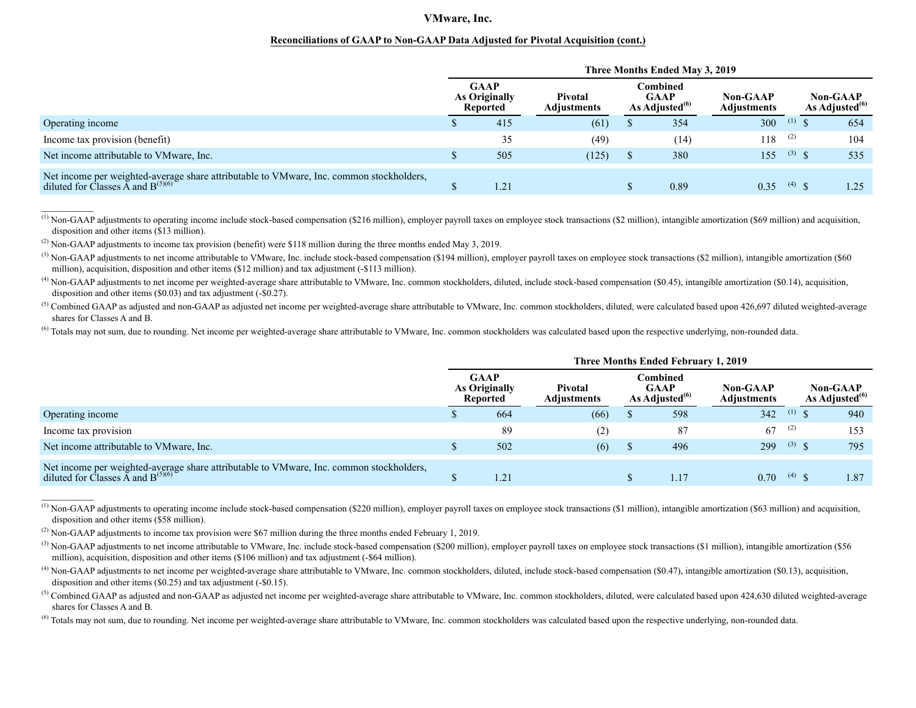# VMware, Inc.

## Reconciliations of GAAP to Non-GAAP Data Adjusted for Pivotal Acquisition (cont.)

| | Three Months Ended May 3, 2019 | | | | |
|---|---|---|---|---|---|
| | GAAP As Originally Reported | Pivotal Adjustments | Combined GAAP As Adjusted[6] | Non-GAAP Adjustments | Non-GAAP As Adjusted[6] |
| Operating income | $ 415 | (61) | $ 354 | 300 [1] | $ 654 |
| Income tax provision (benefit) | 35 | (49) | (14) | 118 [2] | 104 |
| Net income attributable to VMware, Inc. | $ 505 | (125) | $ 380 | 155 [3] | $ 535 |
| Net income per weighted-average share attributable to VMware, Inc. common stockholders, diluted for Classes A and B[5][6] | $ 1.21 | | $ 0.89 | 0.35 [4] | $ 1.25 |

[1] Non-GAAP adjustments to operating income include stock-based compensation ($216 million), employer payroll taxes on employee stock transactions ($2 million), intangible amortization ($69 million) and acquisition, disposition and other items ($13 million).

[2] Non-GAAP adjustments to income tax provision (benefit) were $118 million during the three months ended May 3, 2019.

[3] Non-GAAP adjustments to net income attributable to VMware, Inc. include stock-based compensation ($194 million), employer payroll taxes on employee stock transactions ($2 million), intangible amortization ($60 million), acquisition, disposition and other items ($12 million) and tax adjustment (-$113 million).

[4] Non-GAAP adjustments to net income per weighted-average share attributable to VMware, Inc. common stockholders, diluted, include stock-based compensation ($0.45), intangible amortization ($0.14), acquisition, disposition and other items ($0.03) and tax adjustment (-$0.27).

[5] Combined GAAP as adjusted and non-GAAP as adjusted net income per weighted-average share attributable to VMware, Inc. common stockholders, diluted, were calculated based upon 426,697 diluted weighted-average shares for Classes A and B.

[6] Totals may not sum, due to rounding. Net income per weighted-average share attributable to VMware, Inc. common stockholders was calculated based upon the respective underlying, non-rounded data.

| | Three Months Ended February 1, 2019 | | | | |
|---|---|---|---|---|---|
| | GAAP As Originally Reported | Pivotal Adjustments | Combined GAAP As Adjusted[6] | Non-GAAP Adjustments | Non-GAAP As Adjusted[6] |
| Operating income | $ 664 | (66) | $ 598 | 342 [1] | $ 940 |
| Income tax provision | 89 | (2) | 87 | 67 [2] | 153 |
| Net income attributable to VMware, Inc. | $ 502 | (6) | $ 496 | 299 [3] | $ 795 |
| Net income per weighted-average share attributable to VMware, Inc. common stockholders, diluted for Classes A and B[5][6] | $ 1.21 | | $ 1.17 | 0.70 [4] | $ 1.87 |

[1] Non-GAAP adjustments to operating income include stock-based compensation ($220 million), employer payroll taxes on employee stock transactions ($1 million), intangible amortization ($63 million) and acquisition, disposition and other items ($58 million).

[2] Non-GAAP adjustments to income tax provision were $67 million during the three months ended February 1, 2019.

[3] Non-GAAP adjustments to net income attributable to VMware, Inc. include stock-based compensation ($200 million), employer payroll taxes on employee stock transactions ($1 million), intangible amortization ($56 million), acquisition, disposition and other items ($106 million) and tax adjustment (-$64 million).

[4] Non-GAAP adjustments to net income per weighted-average share attributable to VMware, Inc. common stockholders, diluted, include stock-based compensation ($0.47), intangible amortization ($0.13), acquisition, disposition and other items ($0.25) and tax adjustment (-$0.15).

[5] Combined GAAP as adjusted and non-GAAP as adjusted net income per weighted-average share attributable to VMware, Inc. common stockholders, diluted, were calculated based upon 424,630 diluted weighted-average shares for Classes A and B.

[6] Totals may not sum, due to rounding. Net income per weighted-average share attributable to VMware, Inc. common stockholders was calculated based upon the respective underlying, non-rounded data.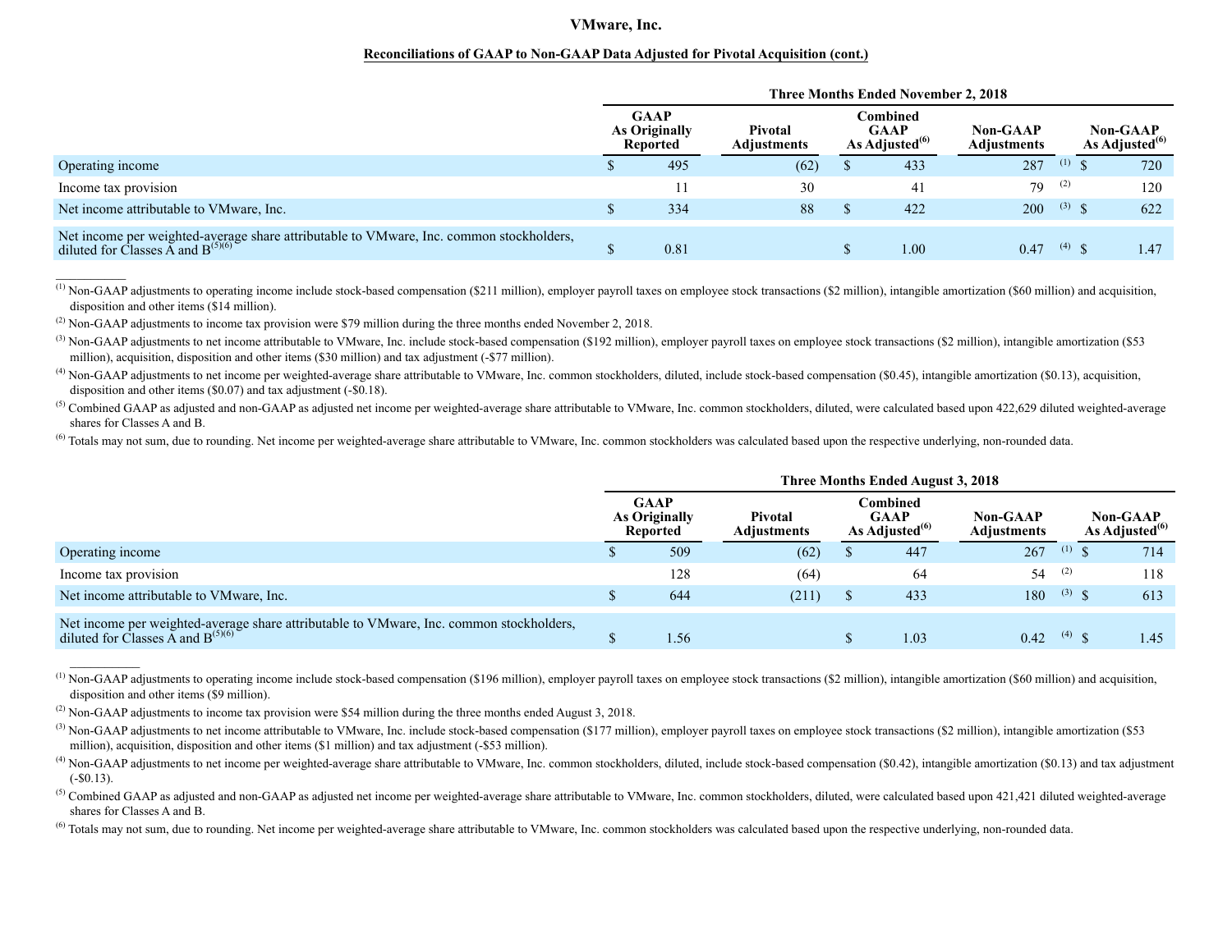# VMware, Inc.

**Reconciliations of GAAP to Non-GAAP Data Adjusted for Pivotal Acquisition (cont.)**

| | Three Months Ended November 2, 2018 | | | | |
|---|---|---|---|---|---|
| | GAAP As Originally Reported | Pivotal Adjustments | Combined GAAP As Adjusted[6] | Non-GAAP Adjustments | Non-GAAP As Adjusted[6] |
| Operating income | $ 495 | (62) | $ 433 | 287 [1] | $ 720 |
| Income tax provision | 11 | 30 | 41 | 79 [2] | 120 |
| Net income attributable to VMware, Inc. | $ 334 | 88 | $ 422 | 200 [3] | $ 622 |
| Net income per weighted-average share attributable to VMware, Inc. common stockholders, diluted for Classes A and B[5][6] | $ 0.81 | | $ 1.00 | 0.47 [4] | $ 1.47 |

[1] Non-GAAP adjustments to operating income include stock-based compensation ($211 million), employer payroll taxes on employee stock transactions ($2 million), intangible amortization ($60 million) and acquisition, disposition and other items ($14 million).

[2] Non-GAAP adjustments to income tax provision were $79 million during the three months ended November 2, 2018.

[3] Non-GAAP adjustments to net income attributable to VMware, Inc. include stock-based compensation ($192 million), employer payroll taxes on employee stock transactions ($2 million), intangible amortization ($53 million), acquisition, disposition and other items ($30 million) and tax adjustment (-$77 million).

[4] Non-GAAP adjustments to net income per weighted-average share attributable to VMware, Inc. common stockholders, diluted, include stock-based compensation ($0.45), intangible amortization ($0.13), acquisition, disposition and other items ($0.07) and tax adjustment (-$0.18).

[5] Combined GAAP as adjusted and non-GAAP as adjusted net income per weighted-average share attributable to VMware, Inc. common stockholders, diluted, were calculated based upon 422,629 diluted weighted-average shares for Classes A and B.

[6] Totals may not sum, due to rounding. Net income per weighted-average share attributable to VMware, Inc. common stockholders was calculated based upon the respective underlying, non-rounded data.

| | Three Months Ended August 3, 2018 | | | | |
|---|---|---|---|---|---|
| | GAAP As Originally Reported | Pivotal Adjustments | Combined GAAP As Adjusted[6] | Non-GAAP Adjustments | Non-GAAP As Adjusted[6] |
| Operating income | $ 509 | (62) | $ 447 | 267 [1] | $ 714 |
| Income tax provision | 128 | (64) | 64 | 54 [2] | 118 |
| Net income attributable to VMware, Inc. | $ 644 | (211) | $ 433 | 180 [3] | $ 613 |
| Net income per weighted-average share attributable to VMware, Inc. common stockholders, diluted for Classes A and B[5][6] | $ 1.56 | | $ 1.03 | 0.42 [4] | $ 1.45 |

[1] Non-GAAP adjustments to operating income include stock-based compensation ($196 million), employer payroll taxes on employee stock transactions ($2 million), intangible amortization ($60 million) and acquisition, disposition and other items ($9 million).

[2] Non-GAAP adjustments to income tax provision were $54 million during the three months ended August 3, 2018.

[3] Non-GAAP adjustments to net income attributable to VMware, Inc. include stock-based compensation ($177 million), employer payroll taxes on employee stock transactions ($2 million), intangible amortization ($53 million), acquisition, disposition and other items ($1 million) and tax adjustment (-$53 million).

[4] Non-GAAP adjustments to net income per weighted-average share attributable to VMware, Inc. common stockholders, diluted, include stock-based compensation ($0.42), intangible amortization ($0.13) and tax adjustment (-$0.13).

[5] Combined GAAP as adjusted and non-GAAP as adjusted net income per weighted-average share attributable to VMware, Inc. common stockholders, diluted, were calculated based upon 421,421 diluted weighted-average shares for Classes A and B.

[6] Totals may not sum, due to rounding. Net income per weighted-average share attributable to VMware, Inc. common stockholders was calculated based upon the respective underlying, non-rounded data.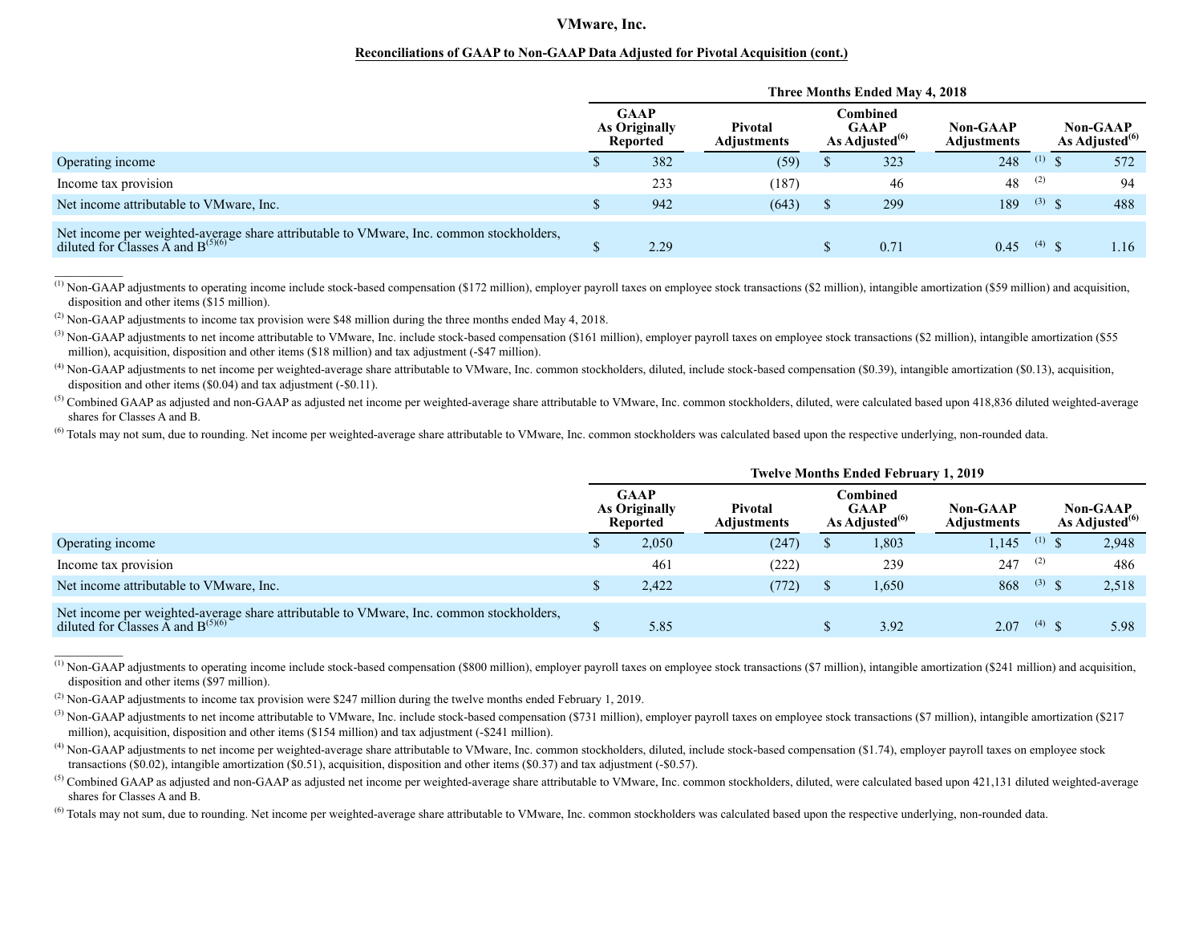# VMware, Inc.

## Reconciliations of GAAP to Non-GAAP Data Adjusted for Pivotal Acquisition (cont.)

| | Three Months Ended May 4, 2018 | | | | |
|---|---|---|---|---|---|
| | GAAP As Originally Reported | Pivotal Adjustments | Combined GAAP As Adjusted[6] | Non-GAAP Adjustments | Non-GAAP As Adjusted[6] |
| Operating income | $ 382 | (59) | $ 323 | 248 [1] | $ 572 |
| Income tax provision | 233 | (187) | 46 | 48 [2] | 94 |
| Net income attributable to VMware, Inc. | $ 942 | (643) | $ 299 | 189 [3] | $ 488 |
| Net income per weighted-average share attributable to VMware, Inc. common stockholders, diluted for Classes A and B[5][6] | $ 2.29 | | $ 0.71 | 0.45 [4] | $ 1.16 |

[1] Non-GAAP adjustments to operating income include stock-based compensation ($172 million), employer payroll taxes on employee stock transactions ($2 million), intangible amortization ($59 million) and acquisition, disposition and other items ($15 million).

[2] Non-GAAP adjustments to income tax provision were $48 million during the three months ended May 4, 2018.

[3] Non-GAAP adjustments to net income attributable to VMware, Inc. include stock-based compensation ($161 million), employer payroll taxes on employee stock transactions ($2 million), intangible amortization ($55 million), acquisition, disposition and other items ($18 million) and tax adjustment (-$47 million).

[4] Non-GAAP adjustments to net income per weighted-average share attributable to VMware, Inc. common stockholders, diluted, include stock-based compensation ($0.39), intangible amortization ($0.13), acquisition, disposition and other items ($0.04) and tax adjustment (-$0.11).

[5] Combined GAAP as adjusted and non-GAAP as adjusted net income per weighted-average share attributable to VMware, Inc. common stockholders, diluted, were calculated based upon 418,836 diluted weighted-average shares for Classes A and B.

[6] Totals may not sum, due to rounding. Net income per weighted-average share attributable to VMware, Inc. common stockholders was calculated based upon the respective underlying, non-rounded data.

| | Twelve Months Ended February 1, 2019 | | | | |
|---|---|---|---|---|---|
| | GAAP As Originally Reported | Pivotal Adjustments | Combined GAAP As Adjusted[6] | Non-GAAP Adjustments | Non-GAAP As Adjusted[6] |
| Operating income | $ 2,050 | (247) | $ 1,803 | 1,145 [1] | $ 2,948 |
| Income tax provision | 461 | (222) | 239 | 247 [2] | 486 |
| Net income attributable to VMware, Inc. | $ 2,422 | (772) | $ 1,650 | 868 [3] | $ 2,518 |
| Net income per weighted-average share attributable to VMware, Inc. common stockholders, diluted for Classes A and B[5][6] | $ 5.85 | | $ 3.92 | 2.07 [4] | $ 5.98 |

[1] Non-GAAP adjustments to operating income include stock-based compensation ($800 million), employer payroll taxes on employee stock transactions ($7 million), intangible amortization ($241 million) and acquisition, disposition and other items ($97 million).

[2] Non-GAAP adjustments to income tax provision were $247 million during the twelve months ended February 1, 2019.

[3] Non-GAAP adjustments to net income attributable to VMware, Inc. include stock-based compensation ($731 million), employer payroll taxes on employee stock transactions ($7 million), intangible amortization ($217 million), acquisition, disposition and other items ($154 million) and tax adjustment (-$241 million).

[4] Non-GAAP adjustments to net income per weighted-average share attributable to VMware, Inc. common stockholders, diluted, include stock-based compensation ($1.74), employer payroll taxes on employee stock transactions ($0.02), intangible amortization ($0.51), acquisition, disposition and other items ($0.37) and tax adjustment (-$0.57).

[5] Combined GAAP as adjusted and non-GAAP as adjusted net income per weighted-average share attributable to VMware, Inc. common stockholders, diluted, were calculated based upon 421,131 diluted weighted-average shares for Classes A and B.

[6] Totals may not sum, due to rounding. Net income per weighted-average share attributable to VMware, Inc. common stockholders was calculated based upon the respective underlying, non-rounded data.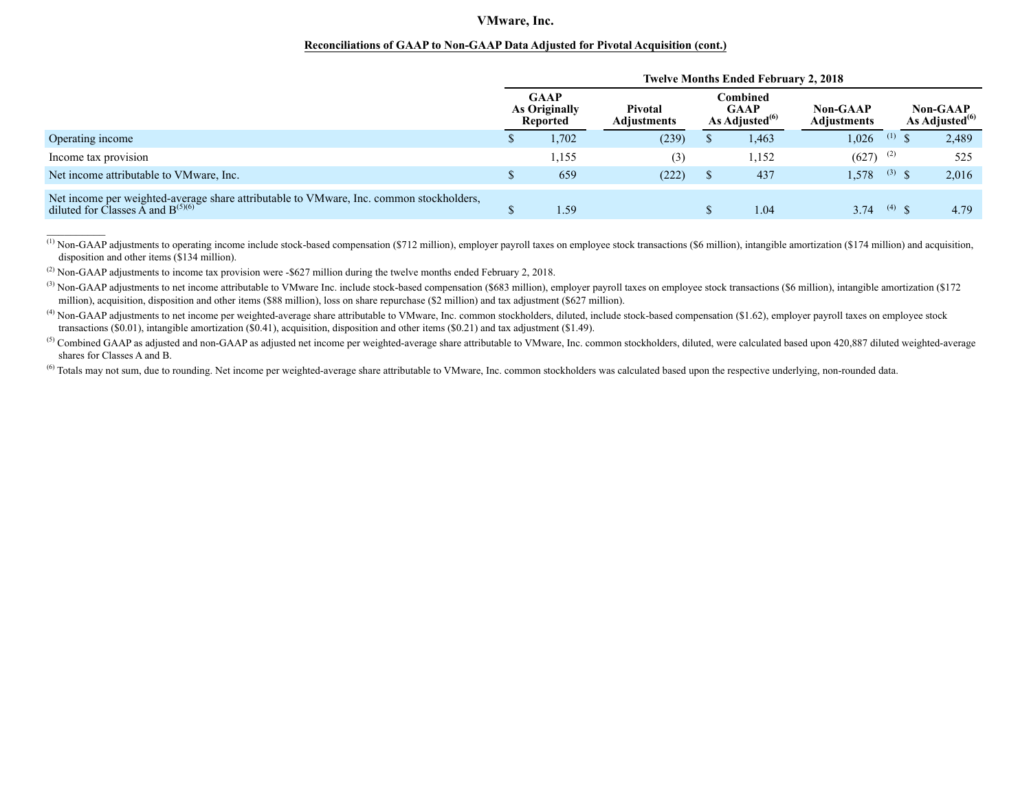**VMware, Inc.**

**Reconciliations of GAAP to Non-GAAP Data Adjusted for Pivotal Acquisition (cont.)**

| | Twelve Months Ended February 2, 2018 | | | | |
|---|---|---|---|---|---|
| | GAAP As Originally Reported | Pivotal Adjustments | Combined GAAP As Adjusted(6) | Non-GAAP Adjustments | Non-GAAP As Adjusted(6) |
| Operating income | $ 1,702 | (239) | $ 1,463 | 1,026 (1) | $ 2,489 |
| Income tax provision | 1,155 | (3) | 1,152 | (627) (2) | 525 |
| Net income attributable to VMware, Inc. | $ 659 | (222) | $ 437 | 1,578 (3) | $ 2,016 |
| Net income per weighted-average share attributable to VMware, Inc. common stockholders, diluted for Classes A and B(5)(6) | $ 1.59 | | $ 1.04 | 3.74 (4) | $ 4.79 |

(1) Non-GAAP adjustments to operating income include stock-based compensation ($712 million), employer payroll taxes on employee stock transactions ($6 million), intangible amortization ($174 million) and acquisition, disposition and other items ($134 million).

(2) Non-GAAP adjustments to income tax provision were -$627 million during the twelve months ended February 2, 2018.

(3) Non-GAAP adjustments to net income attributable to VMware Inc. include stock-based compensation ($683 million), employer payroll taxes on employee stock transactions ($6 million), intangible amortization ($172 million), acquisition, disposition and other items ($88 million), loss on share repurchase ($2 million) and tax adjustment ($627 million).

(4) Non-GAAP adjustments to net income per weighted-average share attributable to VMware, Inc. common stockholders, diluted, include stock-based compensation ($1.62), employer payroll taxes on employee stock transactions ($0.01), intangible amortization ($0.41), acquisition, disposition and other items ($0.21) and tax adjustment ($1.49).

(5) Combined GAAP as adjusted and non-GAAP as adjusted net income per weighted-average share attributable to VMware, Inc. common stockholders, diluted, were calculated based upon 420,887 diluted weighted-average shares for Classes A and B.

(6) Totals may not sum, due to rounding. Net income per weighted-average share attributable to VMware, Inc. common stockholders was calculated based upon the respective underlying, non-rounded data.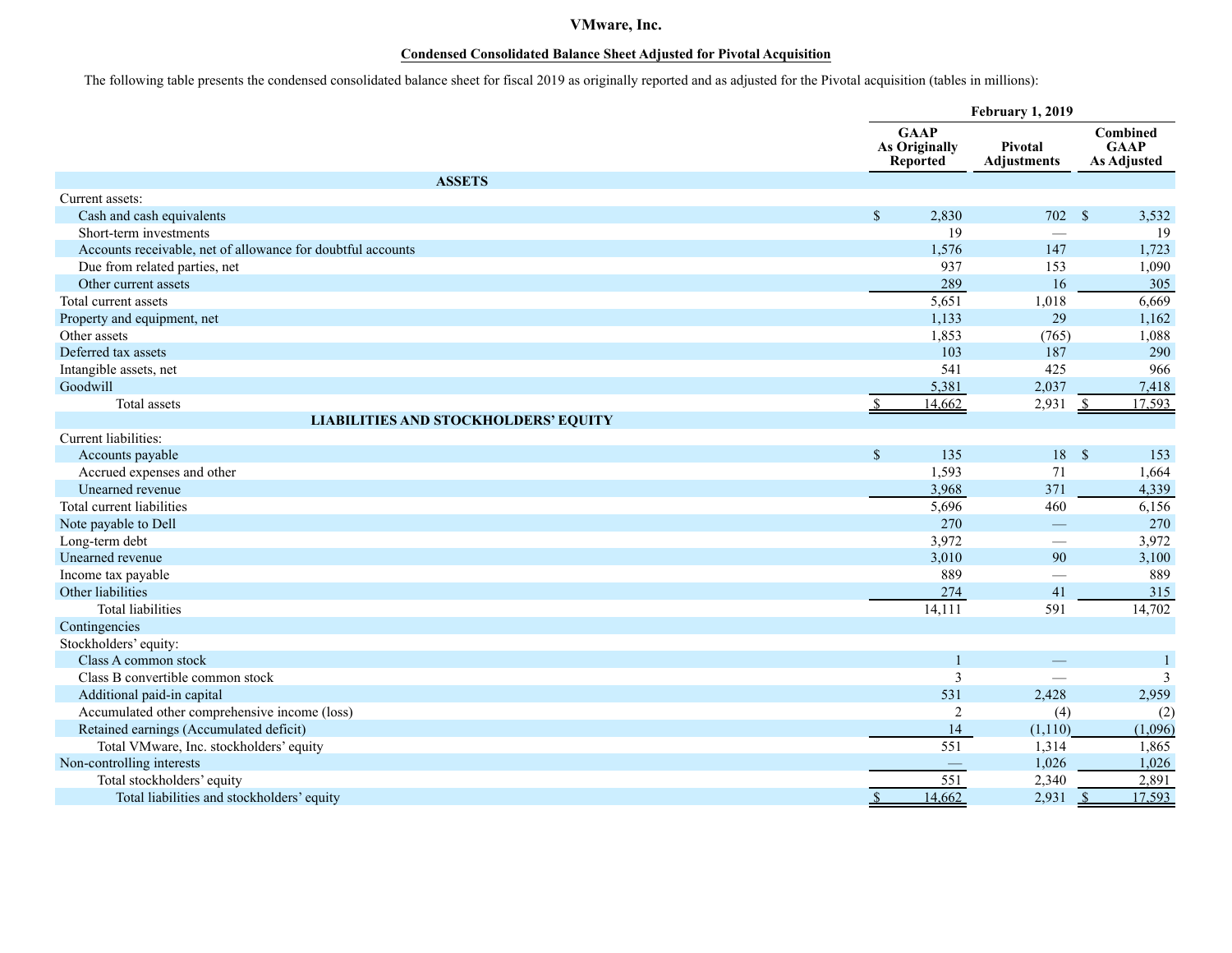# VMware, Inc.

**Condensed Consolidated Balance Sheet Adjusted for Pivotal Acquisition**

The following table presents the condensed consolidated balance sheet for fiscal 2019 as originally reported and as adjusted for the Pivotal acquisition (tables in millions):

| | February 1, 2019 | | |
|---|---|---|---|
| | GAAP As Originally Reported | Pivotal Adjustments | Combined GAAP As Adjusted |
| **ASSETS** | | | |
| Current assets: | | | |
| Cash and cash equivalents | $ 2,830 | 702 | $ 3,532 |
| Short-term investments | 19 | — | 19 |
| Accounts receivable, net of allowance for doubtful accounts | 1,576 | 147 | 1,723 |
| Due from related parties, net | 937 | 153 | 1,090 |
| Other current assets | 289 | 16 | 305 |
| Total current assets | 5,651 | 1,018 | 6,669 |
| Property and equipment, net | 1,133 | 29 | 1,162 |
| Other assets | 1,853 | (765) | 1,088 |
| Deferred tax assets | 103 | 187 | 290 |
| Intangible assets, net | 541 | 425 | 966 |
| Goodwill | 5,381 | 2,037 | 7,418 |
| Total assets | $ 14,662 | 2,931 | $ 17,593 |
| **LIABILITIES AND STOCKHOLDERS' EQUITY** | | | |
| Current liabilities: | | | |
| Accounts payable | $ 135 | 18 | $ 153 |
| Accrued expenses and other | 1,593 | 71 | 1,664 |
| Unearned revenue | 3,968 | 371 | 4,339 |
| Total current liabilities | 5,696 | 460 | 6,156 |
| Note payable to Dell | 270 | — | 270 |
| Long-term debt | 3,972 | — | 3,972 |
| Unearned revenue | 3,010 | 90 | 3,100 |
| Income tax payable | 889 | — | 889 |
| Other liabilities | 274 | 41 | 315 |
| Total liabilities | 14,111 | 591 | 14,702 |
| Contingencies | | | |
| Stockholders' equity: | | | |
| Class A common stock | 1 | — | 1 |
| Class B convertible common stock | 3 | — | 3 |
| Additional paid-in capital | 531 | 2,428 | 2,959 |
| Accumulated other comprehensive income (loss) | 2 | (4) | (2) |
| Retained earnings (Accumulated deficit) | 14 | (1,110) | (1,096) |
| Total VMware, Inc. stockholders' equity | 551 | 1,314 | 1,865 |
| Non-controlling interests | — | 1,026 | 1,026 |
| Total stockholders' equity | 551 | 2,340 | 2,891 |
| Total liabilities and stockholders' equity | $ 14,662 | 2,931 | $ 17,593 |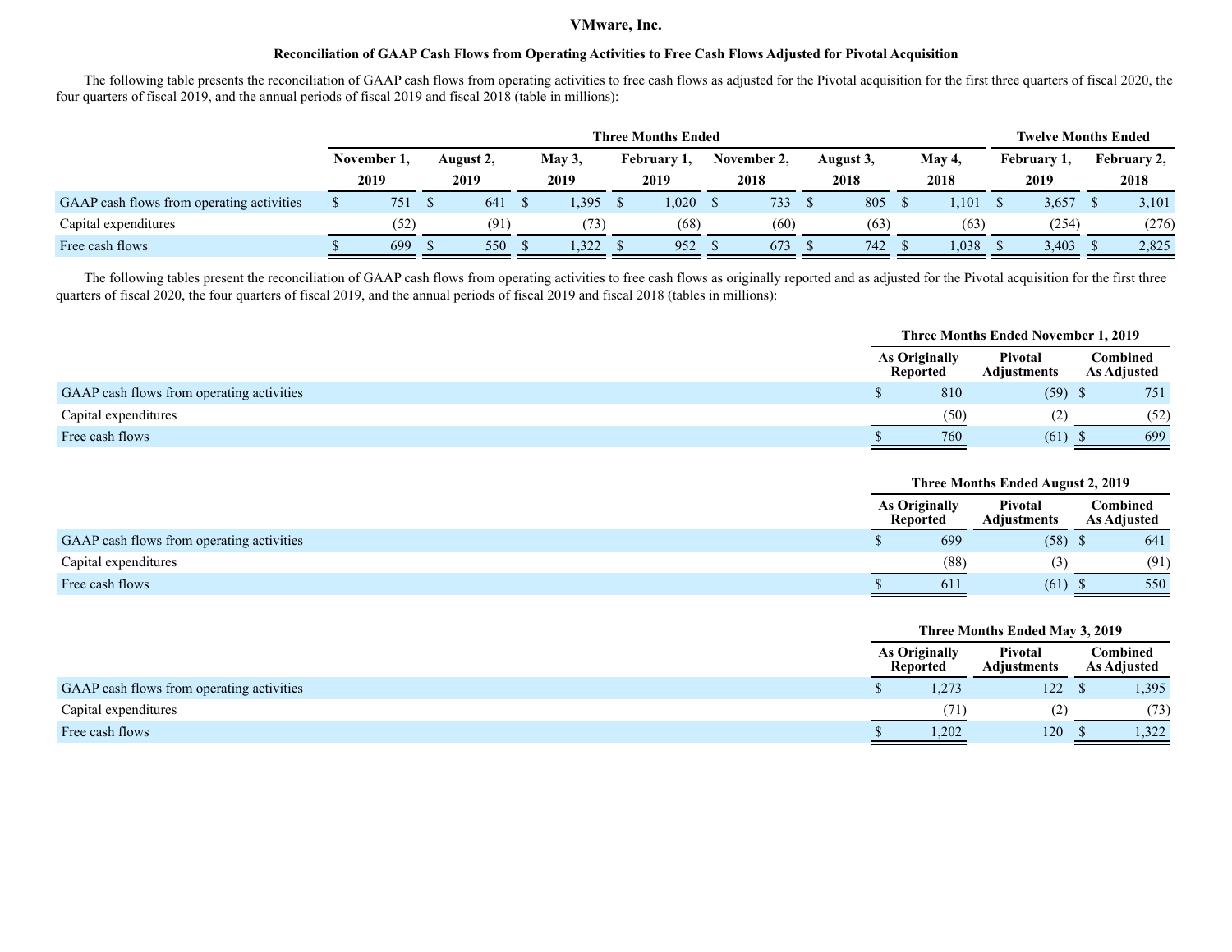# VMware, Inc.

## Reconciliation of GAAP Cash Flows from Operating Activities to Free Cash Flows Adjusted for Pivotal Acquisition

The following table presents the reconciliation of GAAP cash flows from operating activities to free cash flows as adjusted for the Pivotal acquisition for the first three quarters of fiscal 2020, the four quarters of fiscal 2019, and the annual periods of fiscal 2019 and fiscal 2018 (table in millions):

| | Three Months Ended | | | | | | | Twelve Months Ended | |
|---|---|---|---|---|---|---|---|---|---|
| | November 1, 2019 | August 2, 2019 | May 3, 2019 | February 1, 2019 | November 2, 2018 | August 3, 2018 | May 4, 2018 | February 1, 2019 | February 2, 2018 |
| GAAP cash flows from operating activities | $ 751 | $ 641 | $ 1,395 | $ 1,020 | $ 733 | $ 805 | $ 1,101 | $ 3,657 | $ 3,101 |
| Capital expenditures | (52) | (91) | (73) | (68) | (60) | (63) | (63) | (254) | (276) |
| Free cash flows | $ 699 | $ 550 | $ 1,322 | $ 952 | $ 673 | $ 742 | $ 1,038 | $ 3,403 | $ 2,825 |

The following tables present the reconciliation of GAAP cash flows from operating activities to free cash flows as originally reported and as adjusted for the Pivotal acquisition for the first three quarters of fiscal 2020, the four quarters of fiscal 2019, and the annual periods of fiscal 2019 and fiscal 2018 (tables in millions):

| | Three Months Ended November 1, 2019 | | |
|---|---|---|---|
| | As Originally Reported | Pivotal Adjustments | Combined As Adjusted |
| GAAP cash flows from operating activities | $ 810 | (59) | $ 751 |
| Capital expenditures | (50) | (2) | (52) |
| Free cash flows | $ 760 | (61) | $ 699 |

| | Three Months Ended August 2, 2019 | | |
|---|---|---|---|
| | As Originally Reported | Pivotal Adjustments | Combined As Adjusted |
| GAAP cash flows from operating activities | $ 699 | (58) | $ 641 |
| Capital expenditures | (88) | (3) | (91) |
| Free cash flows | $ 611 | (61) | $ 550 |

| | Three Months Ended May 3, 2019 | | |
|---|---|---|---|
| | As Originally Reported | Pivotal Adjustments | Combined As Adjusted |
| GAAP cash flows from operating activities | $ 1,273 | 122 | $ 1,395 |
| Capital expenditures | (71) | (2) | (73) |
| Free cash flows | $ 1,202 | 120 | $ 1,322 |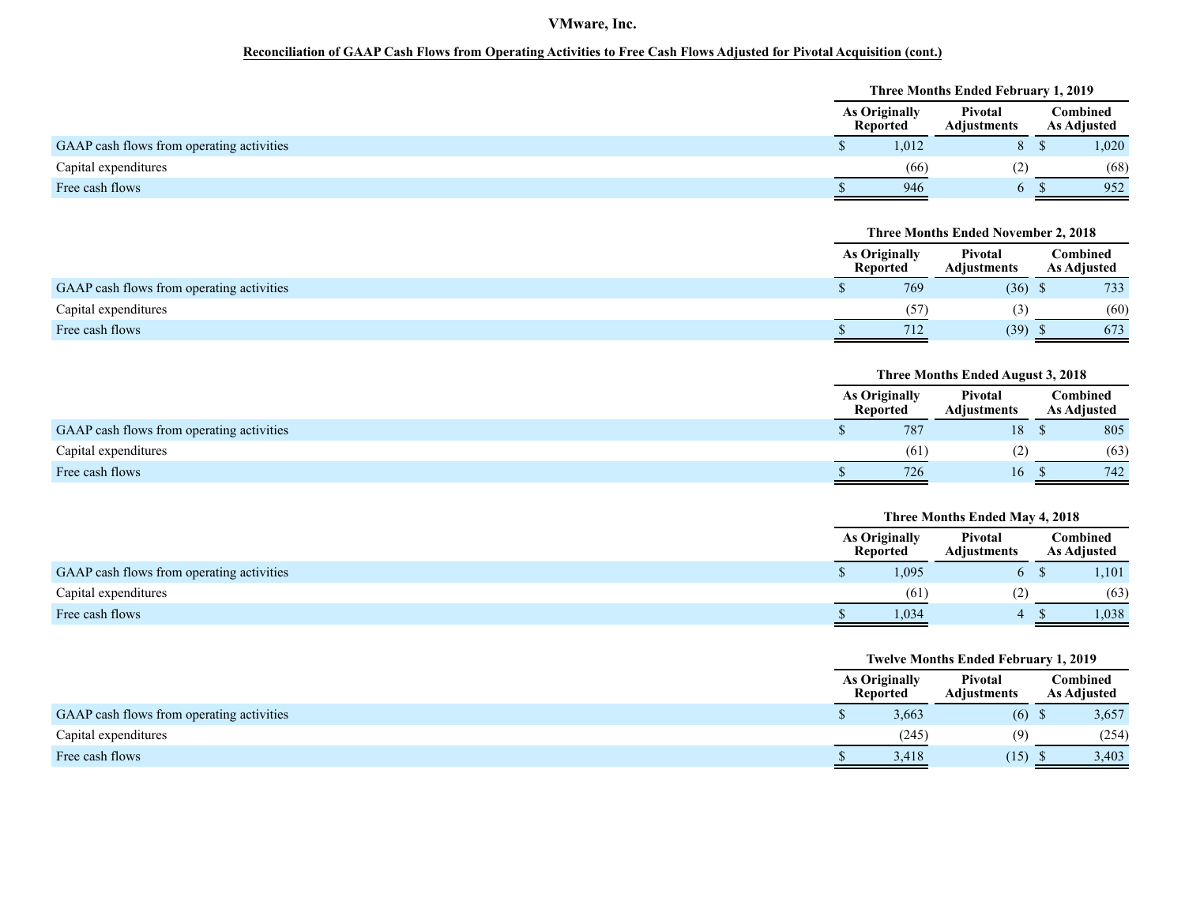# VMware, Inc.

## Reconciliation of GAAP Cash Flows from Operating Activities to Free Cash Flows Adjusted for Pivotal Acquisition (cont.)

| | Three Months Ended February 1, 2019 | | |
|---|---|---|---|
| | As Originally Reported | Pivotal Adjustments | Combined As Adjusted |
| GAAP cash flows from operating activities | $ 1,012 | 8 | $ 1,020 |
| Capital expenditures | (66) | (2) | (68) |
| Free cash flows | $ 946 | 6 | $ 952 |

| | Three Months Ended November 2, 2018 | | |
|---|---|---|---|
| | As Originally Reported | Pivotal Adjustments | Combined As Adjusted |
| GAAP cash flows from operating activities | $ 769 | (36) | $ 733 |
| Capital expenditures | (57) | (3) | (60) |
| Free cash flows | $ 712 | (39) | $ 673 |

| | Three Months Ended August 3, 2018 | | |
|---|---|---|---|
| | As Originally Reported | Pivotal Adjustments | Combined As Adjusted |
| GAAP cash flows from operating activities | $ 787 | 18 | $ 805 |
| Capital expenditures | (61) | (2) | (63) |
| Free cash flows | $ 726 | 16 | $ 742 |

| | Three Months Ended May 4, 2018 | | |
|---|---|---|---|
| | As Originally Reported | Pivotal Adjustments | Combined As Adjusted |
| GAAP cash flows from operating activities | $ 1,095 | 6 | $ 1,101 |
| Capital expenditures | (61) | (2) | (63) |
| Free cash flows | $ 1,034 | 4 | $ 1,038 |

| | Twelve Months Ended February 1, 2019 | | |
|---|---|---|---|
| | As Originally Reported | Pivotal Adjustments | Combined As Adjusted |
| GAAP cash flows from operating activities | $ 3,663 | (6) | $ 3,657 |
| Capital expenditures | (245) | (9) | (254) |
| Free cash flows | $ 3,418 | (15) | $ 3,403 |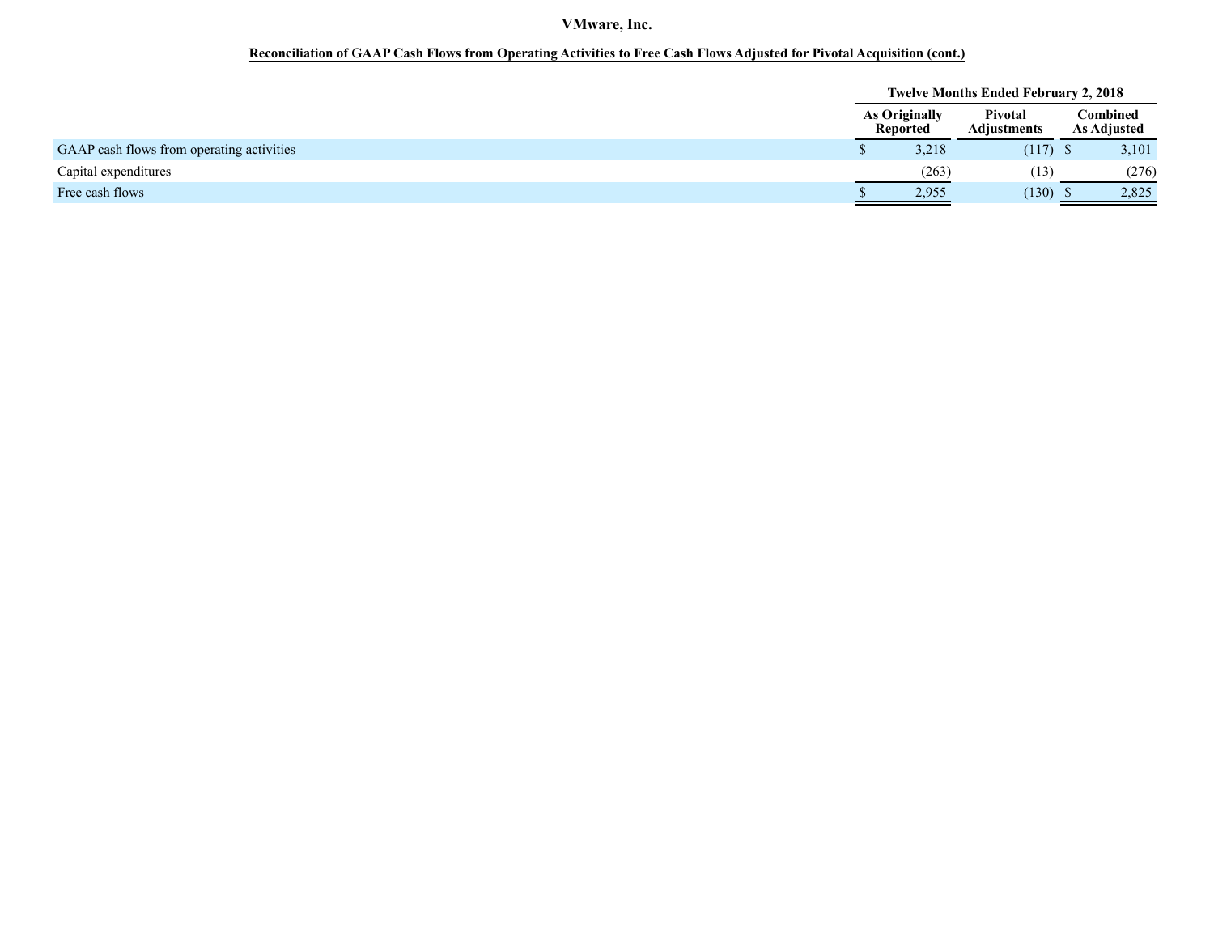# VMware, Inc.

**Reconciliation of GAAP Cash Flows from Operating Activities to Free Cash Flows Adjusted for Pivotal Acquisition (cont.)**

| | Twelve Months Ended February 2, 2018 | | |
|---|---|---|---|
| | As Originally Reported | Pivotal Adjustments | Combined As Adjusted |
| GAAP cash flows from operating activities | $ 3,218 | (117) | $ 3,101 |
| Capital expenditures | (263) | (13) | (276) |
| Free cash flows | $ 2,955 | (130) | $ 2,825 |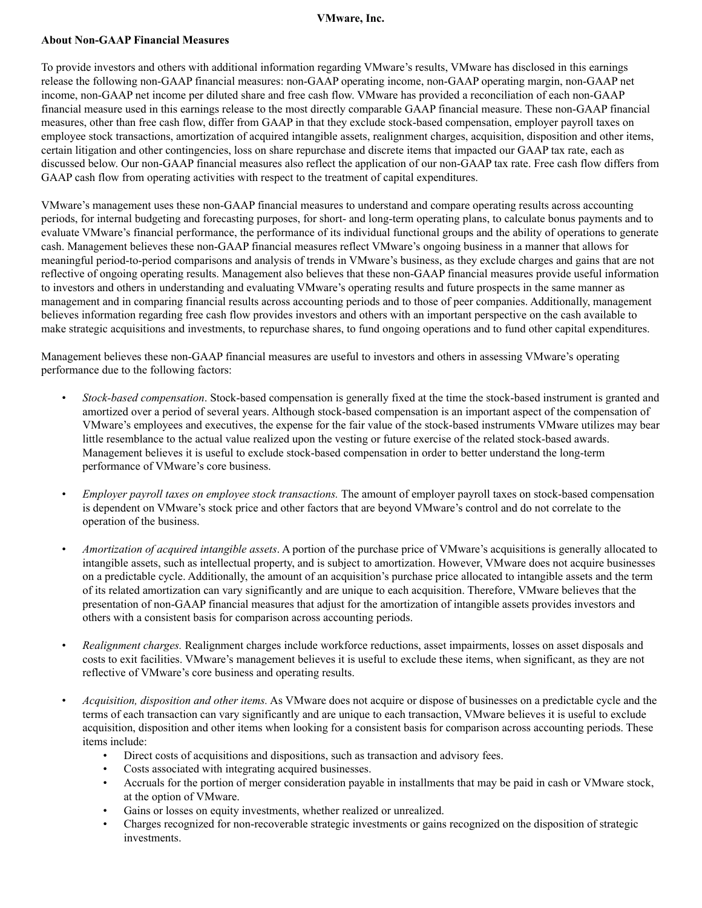**VMware, Inc.**

**About Non-GAAP Financial Measures**

To provide investors and others with additional information regarding VMware's results, VMware has disclosed in this earnings release the following non-GAAP financial measures: non-GAAP operating income, non-GAAP operating margin, non-GAAP net income, non-GAAP net income per diluted share and free cash flow. VMware has provided a reconciliation of each non-GAAP financial measure used in this earnings release to the most directly comparable GAAP financial measure. These non-GAAP financial measures, other than free cash flow, differ from GAAP in that they exclude stock-based compensation, employer payroll taxes on employee stock transactions, amortization of acquired intangible assets, realignment charges, acquisition, disposition and other items, certain litigation and other contingencies, loss on share repurchase and discrete items that impacted our GAAP tax rate, each as discussed below. Our non-GAAP financial measures also reflect the application of our non-GAAP tax rate. Free cash flow differs from GAAP cash flow from operating activities with respect to the treatment of capital expenditures.

VMware's management uses these non-GAAP financial measures to understand and compare operating results across accounting periods, for internal budgeting and forecasting purposes, for short- and long-term operating plans, to calculate bonus payments and to evaluate VMware's financial performance, the performance of its individual functional groups and the ability of operations to generate cash. Management believes these non-GAAP financial measures reflect VMware's ongoing business in a manner that allows for meaningful period-to-period comparisons and analysis of trends in VMware's business, as they exclude charges and gains that are not reflective of ongoing operating results. Management also believes that these non-GAAP financial measures provide useful information to investors and others in understanding and evaluating VMware's operating results and future prospects in the same manner as management and in comparing financial results across accounting periods and to those of peer companies. Additionally, management believes information regarding free cash flow provides investors and others with an important perspective on the cash available to make strategic acquisitions and investments, to repurchase shares, to fund ongoing operations and to fund other capital expenditures.

Management believes these non-GAAP financial measures are useful to investors and others in assessing VMware's operating performance due to the following factors:

- *Stock-based compensation*. Stock-based compensation is generally fixed at the time the stock-based instrument is granted and amortized over a period of several years. Although stock-based compensation is an important aspect of the compensation of VMware's employees and executives, the expense for the fair value of the stock-based instruments VMware utilizes may bear little resemblance to the actual value realized upon the vesting or future exercise of the related stock-based awards. Management believes it is useful to exclude stock-based compensation in order to better understand the long-term performance of VMware's core business.

- *Employer payroll taxes on employee stock transactions.* The amount of employer payroll taxes on stock-based compensation is dependent on VMware's stock price and other factors that are beyond VMware's control and do not correlate to the operation of the business.

- *Amortization of acquired intangible assets*. A portion of the purchase price of VMware's acquisitions is generally allocated to intangible assets, such as intellectual property, and is subject to amortization. However, VMware does not acquire businesses on a predictable cycle. Additionally, the amount of an acquisition's purchase price allocated to intangible assets and the term of its related amortization can vary significantly and are unique to each acquisition. Therefore, VMware believes that the presentation of non-GAAP financial measures that adjust for the amortization of intangible assets provides investors and others with a consistent basis for comparison across accounting periods.

- *Realignment charges.* Realignment charges include workforce reductions, asset impairments, losses on asset disposals and costs to exit facilities. VMware's management believes it is useful to exclude these items, when significant, as they are not reflective of VMware's core business and operating results.

- *Acquisition, disposition and other items.* As VMware does not acquire or dispose of businesses on a predictable cycle and the terms of each transaction can vary significantly and are unique to each transaction, VMware believes it is useful to exclude acquisition, disposition and other items when looking for a consistent basis for comparison across accounting periods. These items include:
  - Direct costs of acquisitions and dispositions, such as transaction and advisory fees.
  - Costs associated with integrating acquired businesses.
  - Accruals for the portion of merger consideration payable in installments that may be paid in cash or VMware stock, at the option of VMware.
  - Gains or losses on equity investments, whether realized or unrealized.
  - Charges recognized for non-recoverable strategic investments or gains recognized on the disposition of strategic investments.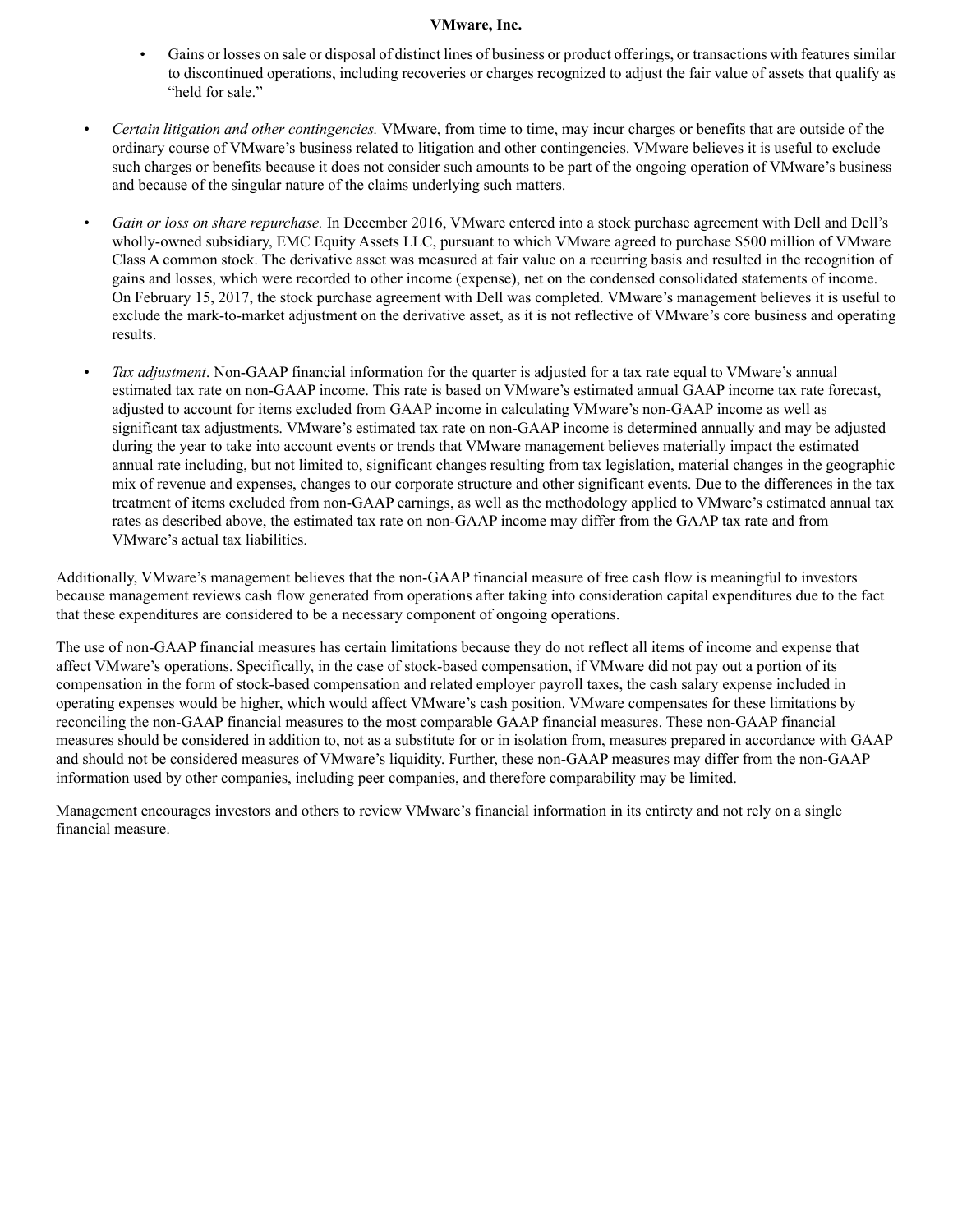- Gains or losses on sale or disposal of distinct lines of business or product offerings, or transactions with features similar to discontinued operations, including recoveries or charges recognized to adjust the fair value of assets that qualify as "held for sale."

- *Certain litigation and other contingencies.* VMware, from time to time, may incur charges or benefits that are outside of the ordinary course of VMware's business related to litigation and other contingencies. VMware believes it is useful to exclude such charges or benefits because it does not consider such amounts to be part of the ongoing operation of VMware's business and because of the singular nature of the claims underlying such matters.

- *Gain or loss on share repurchase.* In December 2016, VMware entered into a stock purchase agreement with Dell and Dell's wholly-owned subsidiary, EMC Equity Assets LLC, pursuant to which VMware agreed to purchase $500 million of VMware Class A common stock. The derivative asset was measured at fair value on a recurring basis and resulted in the recognition of gains and losses, which were recorded to other income (expense), net on the condensed consolidated statements of income. On February 15, 2017, the stock purchase agreement with Dell was completed. VMware's management believes it is useful to exclude the mark-to-market adjustment on the derivative asset, as it is not reflective of VMware's core business and operating results.

- *Tax adjustment*. Non-GAAP financial information for the quarter is adjusted for a tax rate equal to VMware's annual estimated tax rate on non-GAAP income. This rate is based on VMware's estimated annual GAAP income tax rate forecast, adjusted to account for items excluded from GAAP income in calculating VMware's non-GAAP income as well as significant tax adjustments. VMware's estimated tax rate on non-GAAP income is determined annually and may be adjusted during the year to take into account events or trends that VMware management believes materially impact the estimated annual rate including, but not limited to, significant changes resulting from tax legislation, material changes in the geographic mix of revenue and expenses, changes to our corporate structure and other significant events. Due to the differences in the tax treatment of items excluded from non-GAAP earnings, as well as the methodology applied to VMware's estimated annual tax rates as described above, the estimated tax rate on non-GAAP income may differ from the GAAP tax rate and from VMware's actual tax liabilities.

Additionally, VMware's management believes that the non-GAAP financial measure of free cash flow is meaningful to investors because management reviews cash flow generated from operations after taking into consideration capital expenditures due to the fact that these expenditures are considered to be a necessary component of ongoing operations.

The use of non-GAAP financial measures has certain limitations because they do not reflect all items of income and expense that affect VMware's operations. Specifically, in the case of stock-based compensation, if VMware did not pay out a portion of its compensation in the form of stock-based compensation and related employer payroll taxes, the cash salary expense included in operating expenses would be higher, which would affect VMware's cash position. VMware compensates for these limitations by reconciling the non-GAAP financial measures to the most comparable GAAP financial measures. These non-GAAP financial measures should be considered in addition to, not as a substitute for or in isolation from, measures prepared in accordance with GAAP and should not be considered measures of VMware's liquidity. Further, these non-GAAP measures may differ from the non-GAAP information used by other companies, including peer companies, and therefore comparability may be limited.

Management encourages investors and others to review VMware's financial information in its entirety and not rely on a single financial measure.